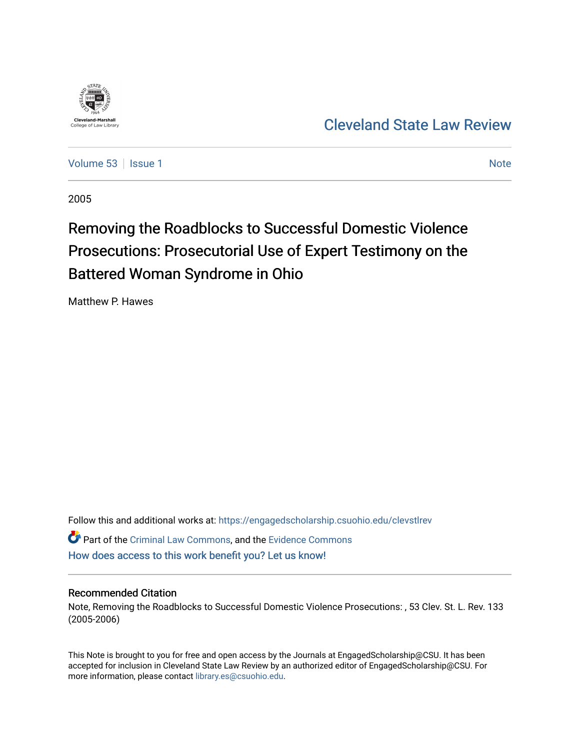Cleveland-Marshall College of Law Library

# Cleveland State Law Review

Volume 53 | Issue 1 — Note

2005

# Removing the Roadblocks to Successful Domestic Violence Prosecutions: Prosecutorial Use of Expert Testimony on the Battered Woman Syndrome in Ohio

Matthew P. Hawes

Follow this and additional works at: https://engagedscholarship.csuohio.edu/clevstlrev

Part of the Criminal Law Commons, and the Evidence Commons

How does access to this work benefit you? Let us know!

## Recommended Citation

Note, Removing the Roadblocks to Successful Domestic Violence Prosecutions: , 53 Clev. St. L. Rev. 133 (2005-2006)

This Note is brought to you for free and open access by the Journals at EngagedScholarship@CSU. It has been accepted for inclusion in Cleveland State Law Review by an authorized editor of EngagedScholarship@CSU. For more information, please contact library.es@csuohio.edu.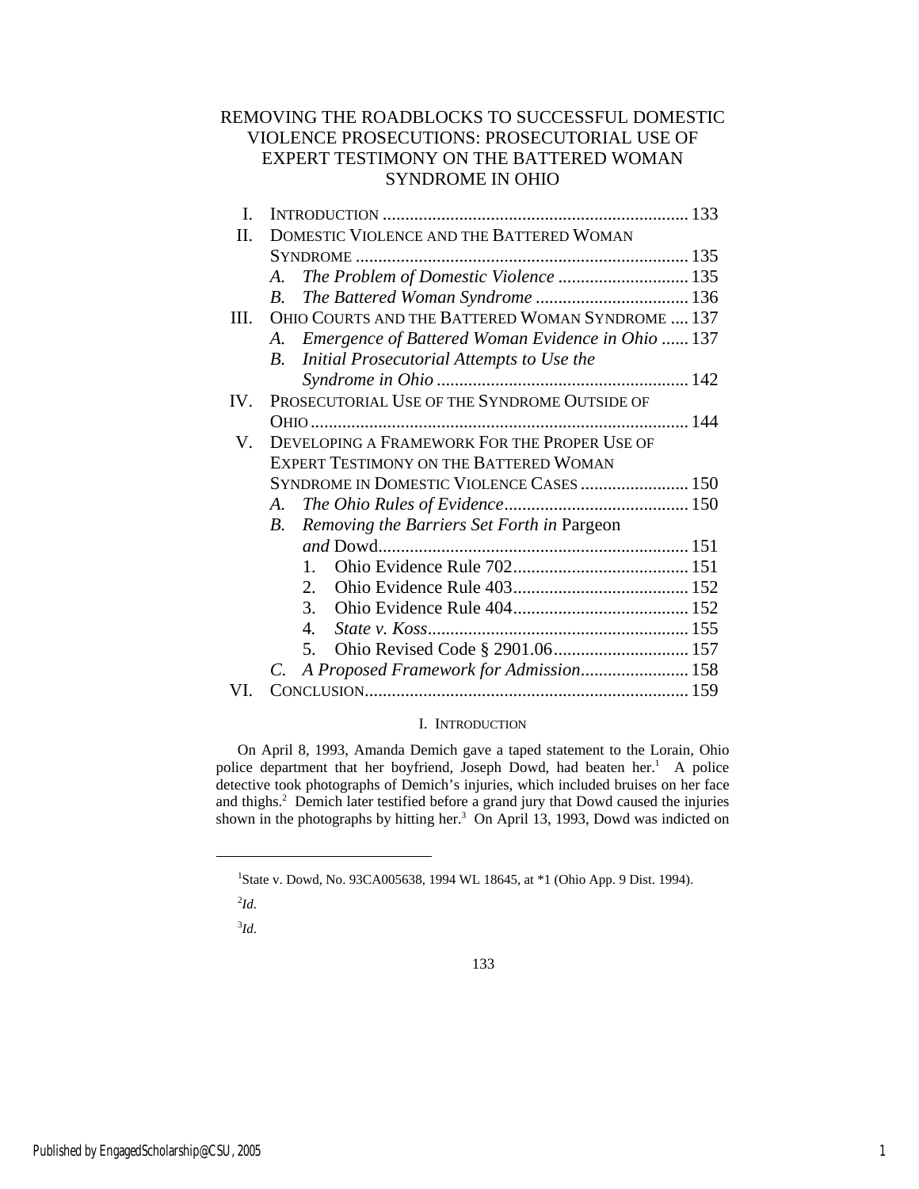# REMOVING THE ROADBLOCKS TO SUCCESSFUL DOMESTIC VIOLENCE PROSECUTIONS: PROSECUTORIAL USE OF EXPERT TESTIMONY ON THE BATTERED WOMAN SYNDROME IN OHIO

| | | |
|---|---|---|
| I. | INTRODUCTION | 133 |
| II. | DOMESTIC VIOLENCE AND THE BATTERED WOMAN SYNDROME | 135 |
| | *A. The Problem of Domestic Violence* | 135 |
| | *B. The Battered Woman Syndrome* | 136 |
| III. | OHIO COURTS AND THE BATTERED WOMAN SYNDROME | 137 |
| | *A. Emergence of Battered Woman Evidence in Ohio* | 137 |
| | *B. Initial Prosecutorial Attempts to Use the Syndrome in Ohio* | 142 |
| IV. | PROSECUTORIAL USE OF THE SYNDROME OUTSIDE OF OHIO | 144 |
| V. | DEVELOPING A FRAMEWORK FOR THE PROPER USE OF EXPERT TESTIMONY ON THE BATTERED WOMAN SYNDROME IN DOMESTIC VIOLENCE CASES | 150 |
| | *A. The Ohio Rules of Evidence* | 150 |
| | *B. Removing the Barriers Set Forth in* Pargeon *and* Dowd | 151 |
| | 1. Ohio Evidence Rule 702 | 151 |
| | 2. Ohio Evidence Rule 403 | 152 |
| | 3. Ohio Evidence Rule 404 | 152 |
| | 4. *State v. Koss* | 155 |
| | 5. Ohio Revised Code § 2901.06 | 157 |
| | *C. A Proposed Framework for Admission* | 158 |
| VI. | CONCLUSION | 159 |

## I. INTRODUCTION

On April 8, 1993, Amanda Demich gave a taped statement to the Lorain, Ohio police department that her boyfriend, Joseph Dowd, had beaten her.[1] A police detective took photographs of Demich's injuries, which included bruises on her face and thighs.[2] Demich later testified before a grand jury that Dowd caused the injuries shown in the photographs by hitting her.[3] On April 13, 1993, Dowd was indicted on

[1] State v. Dowd, No. 93CA005638, 1994 WL 18645, at *1 (Ohio App. 9 Dist. 1994).

[2] *Id.*

[3] *Id.*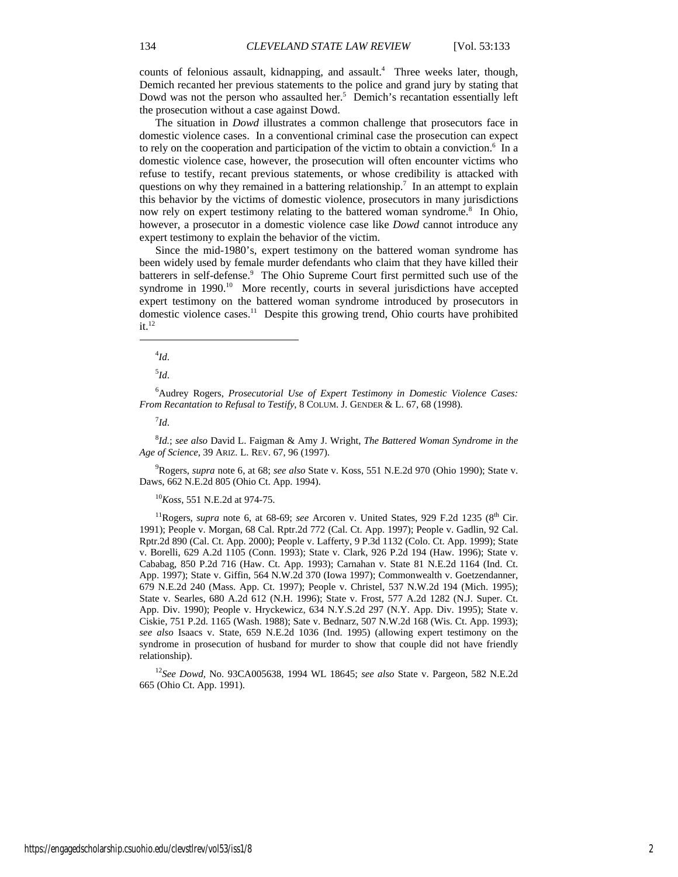counts of felonious assault, kidnapping, and assault.[4] Three weeks later, though, Demich recanted her previous statements to the police and grand jury by stating that Dowd was not the person who assaulted her.[5] Demich's recantation essentially left the prosecution without a case against Dowd.

The situation in *Dowd* illustrates a common challenge that prosecutors face in domestic violence cases. In a conventional criminal case the prosecution can expect to rely on the cooperation and participation of the victim to obtain a conviction.[6] In a domestic violence case, however, the prosecution will often encounter victims who refuse to testify, recant previous statements, or whose credibility is attacked with questions on why they remained in a battering relationship.[7] In an attempt to explain this behavior by the victims of domestic violence, prosecutors in many jurisdictions now rely on expert testimony relating to the battered woman syndrome.[8] In Ohio, however, a prosecutor in a domestic violence case like *Dowd* cannot introduce any expert testimony to explain the behavior of the victim.

Since the mid-1980's, expert testimony on the battered woman syndrome has been widely used by female murder defendants who claim that they have killed their batterers in self-defense.[9] The Ohio Supreme Court first permitted such use of the syndrome in 1990.[10] More recently, courts in several jurisdictions have accepted expert testimony on the battered woman syndrome introduced by prosecutors in domestic violence cases.[11] Despite this growing trend, Ohio courts have prohibited it.[12]

---

[4]*Id*.

[5]*Id*.

[6]Audrey Rogers, *Prosecutorial Use of Expert Testimony in Domestic Violence Cases: From Recantation to Refusal to Testify*, 8 COLUM. J. GENDER & L. 67, 68 (1998).

[7]*Id*.

[8]*Id.*; *see also* David L. Faigman & Amy J. Wright, *The Battered Woman Syndrome in the Age of Science*, 39 ARIZ. L. REV. 67, 96 (1997).

[9]Rogers, *supra* note 6, at 68; *see also* State v. Koss, 551 N.E.2d 970 (Ohio 1990); State v. Daws, 662 N.E.2d 805 (Ohio Ct. App. 1994).

[10]*Koss*, 551 N.E.2d at 974-75.

[11]Rogers, *supra* note 6, at 68-69; *see* Arcoren v. United States, 929 F.2d 1235 (8th Cir. 1991); People v. Morgan, 68 Cal. Rptr.2d 772 (Cal. Ct. App. 1997); People v. Gadlin, 92 Cal. Rptr.2d 890 (Cal. Ct. App. 2000); People v. Lafferty, 9 P.3d 1132 (Colo. Ct. App. 1999); State v. Borelli, 629 A.2d 1105 (Conn. 1993); State v. Clark, 926 P.2d 194 (Haw. 1996); State v. Cababag, 850 P.2d 716 (Haw. Ct. App. 1993); Carnahan v. State 81 N.E.2d 1164 (Ind. Ct. App. 1997); State v. Giffin, 564 N.W.2d 370 (Iowa 1997); Commonwealth v. Goetzendanner, 679 N.E.2d 240 (Mass. App. Ct. 1997); People v. Christel, 537 N.W.2d 194 (Mich. 1995); State v. Searles, 680 A.2d 612 (N.H. 1996); State v. Frost, 577 A.2d 1282 (N.J. Super. Ct. App. Div. 1990); People v. Hryckewicz, 634 N.Y.S.2d 297 (N.Y. App. Div. 1995); State v. Ciskie, 751 P.2d. 1165 (Wash. 1988); Sate v. Bednarz, 507 N.W.2d 168 (Wis. Ct. App. 1993); *see also* Isaacs v. State, 659 N.E.2d 1036 (Ind. 1995) (allowing expert testimony on the syndrome in prosecution of husband for murder to show that couple did not have friendly relationship).

[12]*See Dowd*, No. 93CA005638, 1994 WL 18645; *see also* State v. Pargeon, 582 N.E.2d 665 (Ohio Ct. App. 1991).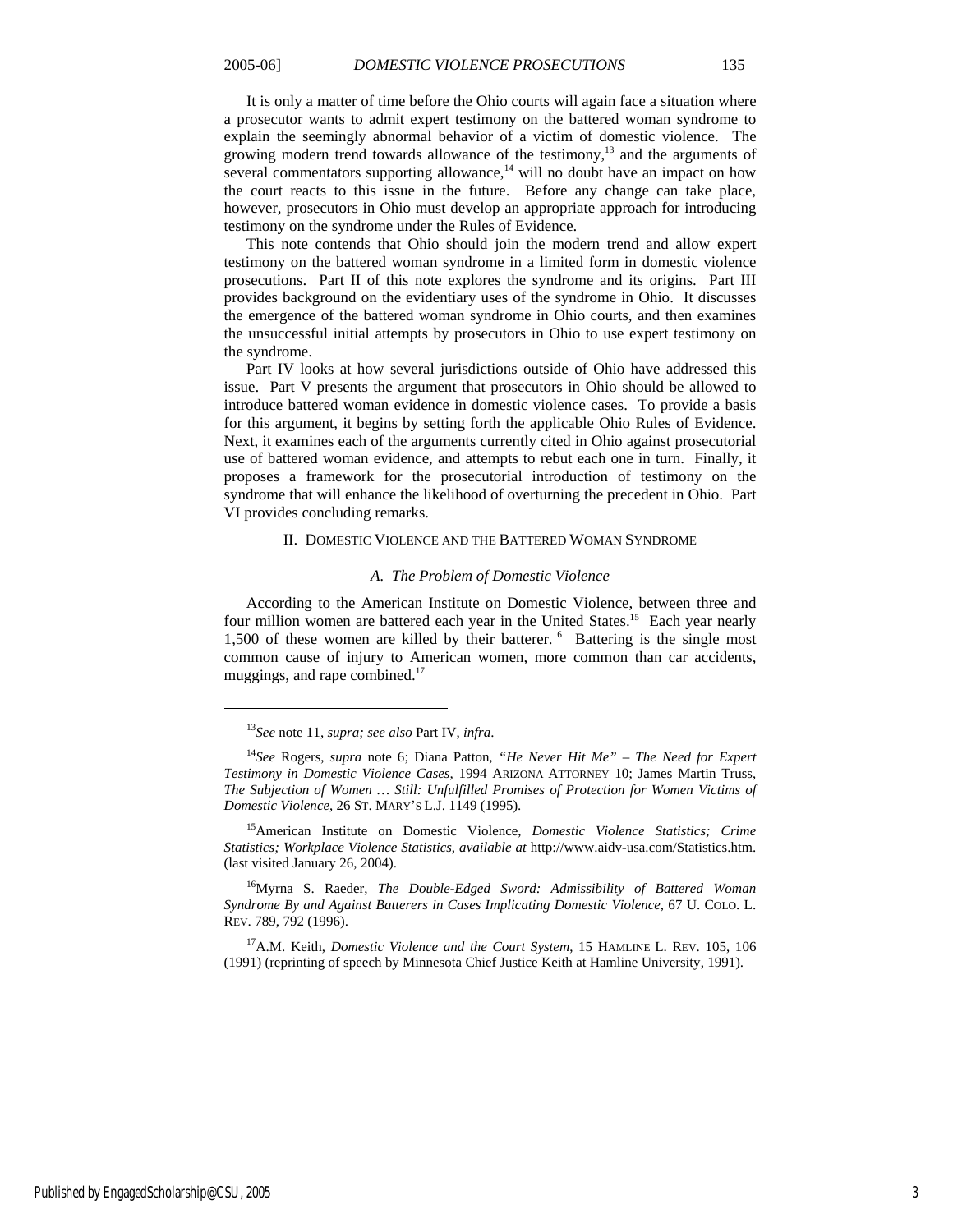It is only a matter of time before the Ohio courts will again face a situation where a prosecutor wants to admit expert testimony on the battered woman syndrome to explain the seemingly abnormal behavior of a victim of domestic violence. The growing modern trend towards allowance of the testimony,[13] and the arguments of several commentators supporting allowance,[14] will no doubt have an impact on how the court reacts to this issue in the future. Before any change can take place, however, prosecutors in Ohio must develop an appropriate approach for introducing testimony on the syndrome under the Rules of Evidence.

This note contends that Ohio should join the modern trend and allow expert testimony on the battered woman syndrome in a limited form in domestic violence prosecutions. Part II of this note explores the syndrome and its origins. Part III provides background on the evidentiary uses of the syndrome in Ohio. It discusses the emergence of the battered woman syndrome in Ohio courts, and then examines the unsuccessful initial attempts by prosecutors in Ohio to use expert testimony on the syndrome.

Part IV looks at how several jurisdictions outside of Ohio have addressed this issue. Part V presents the argument that prosecutors in Ohio should be allowed to introduce battered woman evidence in domestic violence cases. To provide a basis for this argument, it begins by setting forth the applicable Ohio Rules of Evidence. Next, it examines each of the arguments currently cited in Ohio against prosecutorial use of battered woman evidence, and attempts to rebut each one in turn. Finally, it proposes a framework for the prosecutorial introduction of testimony on the syndrome that will enhance the likelihood of overturning the precedent in Ohio. Part VI provides concluding remarks.

## II. Domestic Violence and the Battered Woman Syndrome

### *A. The Problem of Domestic Violence*

According to the American Institute on Domestic Violence, between three and four million women are battered each year in the United States.[15] Each year nearly 1,500 of these women are killed by their batterer.[16] Battering is the single most common cause of injury to American women, more common than car accidents, muggings, and rape combined.[17]

---

[13] *See* note 11, *supra; see also* Part IV, *infra*.

[14] *See* Rogers, *supra* note 6; Diana Patton, *"He Never Hit Me" – The Need for Expert Testimony in Domestic Violence Cases,* 1994 Arizona Attorney 10; James Martin Truss, *The Subjection of Women … Still: Unfulfilled Promises of Protection for Women Victims of Domestic Violence*, 26 St. Mary's L.J. 1149 (1995).

[15] American Institute on Domestic Violence, *Domestic Violence Statistics; Crime Statistics; Workplace Violence Statistics*, *available at* http://www.aidv-usa.com/Statistics.htm. (last visited January 26, 2004).

[16] Myrna S. Raeder, *The Double-Edged Sword: Admissibility of Battered Woman Syndrome By and Against Batterers in Cases Implicating Domestic Violence*, 67 U. Colo. L. Rev. 789, 792 (1996).

[17] A.M. Keith, *Domestic Violence and the Court System*, 15 Hamline L. Rev. 105, 106 (1991) (reprinting of speech by Minnesota Chief Justice Keith at Hamline University, 1991).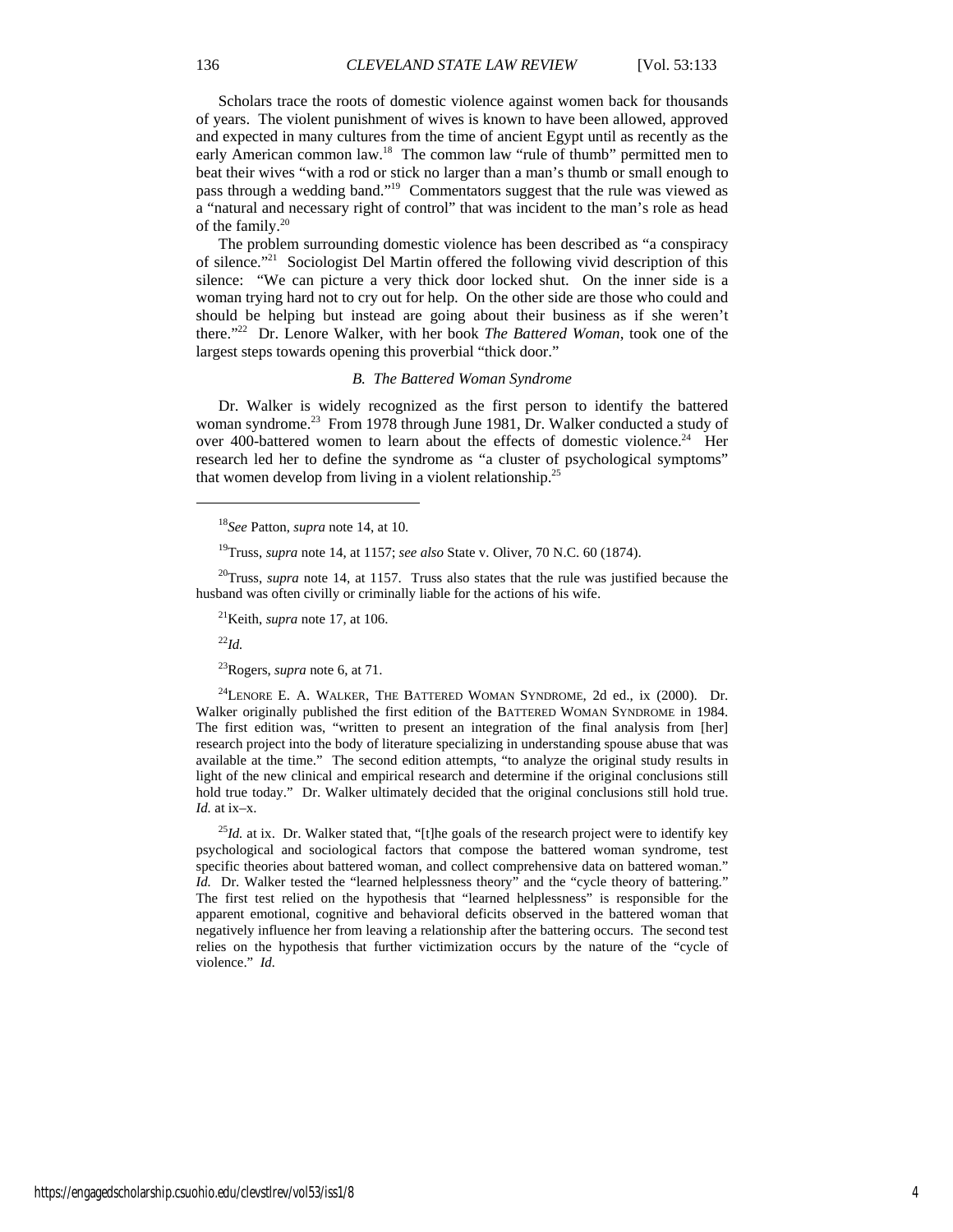Scholars trace the roots of domestic violence against women back for thousands of years. The violent punishment of wives is known to have been allowed, approved and expected in many cultures from the time of ancient Egypt until as recently as the early American common law.[18] The common law "rule of thumb" permitted men to beat their wives "with a rod or stick no larger than a man's thumb or small enough to pass through a wedding band."[19] Commentators suggest that the rule was viewed as a "natural and necessary right of control" that was incident to the man's role as head of the family.[20]

The problem surrounding domestic violence has been described as "a conspiracy of silence."[21] Sociologist Del Martin offered the following vivid description of this silence: "We can picture a very thick door locked shut. On the inner side is a woman trying hard not to cry out for help. On the other side are those who could and should be helping but instead are going about their business as if she weren't there."[22] Dr. Lenore Walker, with her book *The Battered Woman*, took one of the largest steps towards opening this proverbial "thick door."

### *B. The Battered Woman Syndrome*

Dr. Walker is widely recognized as the first person to identify the battered woman syndrome.[23] From 1978 through June 1981, Dr. Walker conducted a study of over 400-battered women to learn about the effects of domestic violence.[24] Her research led her to define the syndrome as "a cluster of psychological symptoms" that women develop from living in a violent relationship.[25]

---

[18]*See* Patton, *supra* note 14, at 10.

[19]Truss, *supra* note 14, at 1157; *see also* State v. Oliver, 70 N.C. 60 (1874).

[20]Truss, *supra* note 14, at 1157. Truss also states that the rule was justified because the husband was often civilly or criminally liable for the actions of his wife.

[21]Keith, *supra* note 17, at 106.

[22]*Id.*

[23]Rogers, *supra* note 6, at 71.

[24]LENORE E. A. WALKER, THE BATTERED WOMAN SYNDROME, 2d ed., ix (2000). Dr. Walker originally published the first edition of the BATTERED WOMAN SYNDROME in 1984. The first edition was, "written to present an integration of the final analysis from [her] research project into the body of literature specializing in understanding spouse abuse that was available at the time." The second edition attempts, "to analyze the original study results in light of the new clinical and empirical research and determine if the original conclusions still hold true today." Dr. Walker ultimately decided that the original conclusions still hold true. *Id.* at ix–x.

[25]*Id.* at ix. Dr. Walker stated that, "[t]he goals of the research project were to identify key psychological and sociological factors that compose the battered woman syndrome, test specific theories about battered woman, and collect comprehensive data on battered woman." *Id.* Dr. Walker tested the "learned helplessness theory" and the "cycle theory of battering." The first test relied on the hypothesis that "learned helplessness" is responsible for the apparent emotional, cognitive and behavioral deficits observed in the battered woman that negatively influence her from leaving a relationship after the battering occurs. The second test relies on the hypothesis that further victimization occurs by the nature of the "cycle of violence." *Id.*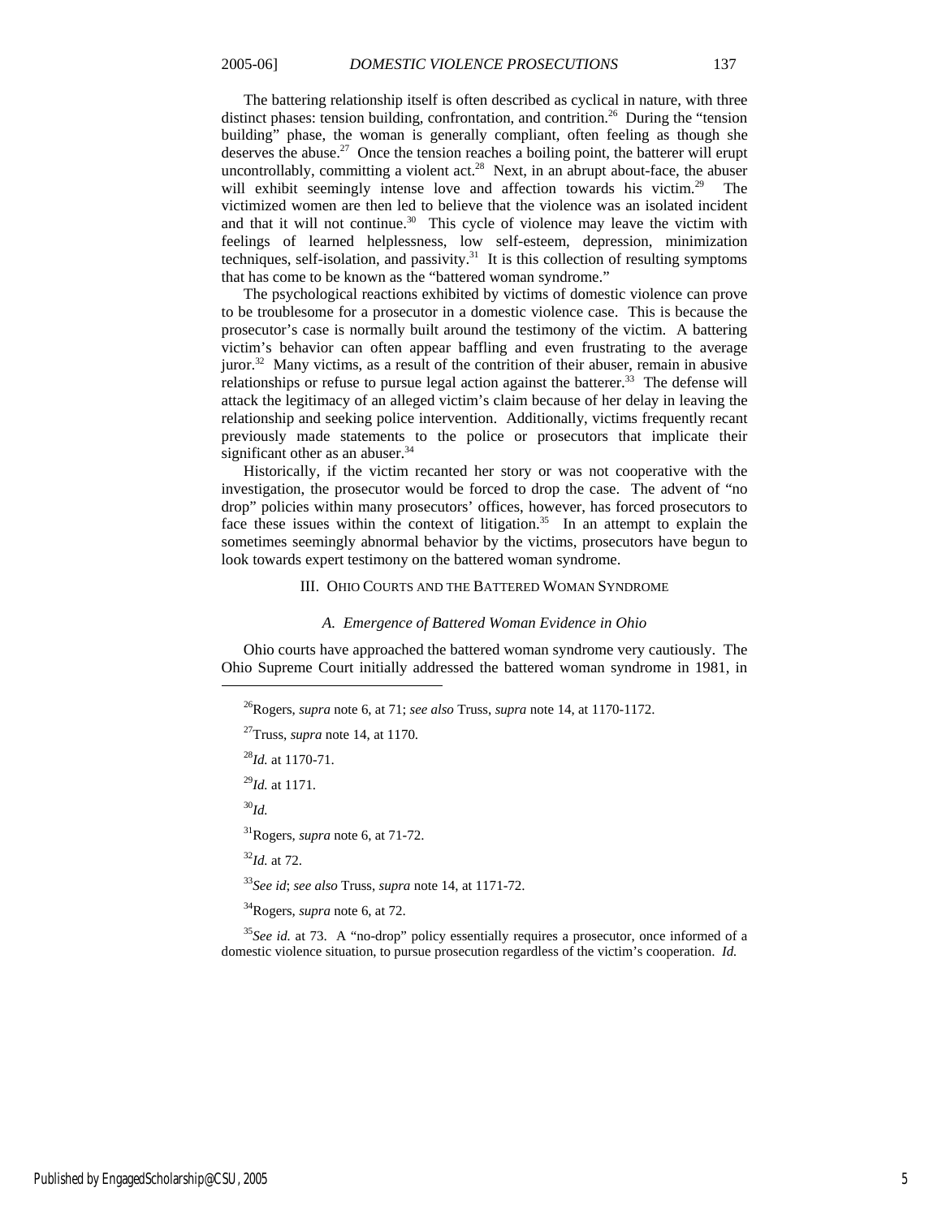The battering relationship itself is often described as cyclical in nature, with three distinct phases: tension building, confrontation, and contrition.[26] During the "tension building" phase, the woman is generally compliant, often feeling as though she deserves the abuse.[27] Once the tension reaches a boiling point, the batterer will erupt uncontrollably, committing a violent act.[28] Next, in an abrupt about-face, the abuser will exhibit seemingly intense love and affection towards his victim.[29] The victimized women are then led to believe that the violence was an isolated incident and that it will not continue.[30] This cycle of violence may leave the victim with feelings of learned helplessness, low self-esteem, depression, minimization techniques, self-isolation, and passivity.[31] It is this collection of resulting symptoms that has come to be known as the "battered woman syndrome."

The psychological reactions exhibited by victims of domestic violence can prove to be troublesome for a prosecutor in a domestic violence case. This is because the prosecutor's case is normally built around the testimony of the victim. A battering victim's behavior can often appear baffling and even frustrating to the average juror.[32] Many victims, as a result of the contrition of their abuser, remain in abusive relationships or refuse to pursue legal action against the batterer.[33] The defense will attack the legitimacy of an alleged victim's claim because of her delay in leaving the relationship and seeking police intervention. Additionally, victims frequently recant previously made statements to the police or prosecutors that implicate their significant other as an abuser.[34]

Historically, if the victim recanted her story or was not cooperative with the investigation, the prosecutor would be forced to drop the case. The advent of "no drop" policies within many prosecutors' offices, however, has forced prosecutors to face these issues within the context of litigation.[35] In an attempt to explain the sometimes seemingly abnormal behavior by the victims, prosecutors have begun to look towards expert testimony on the battered woman syndrome.

## III. Ohio Courts and the Battered Woman Syndrome

### *A. Emergence of Battered Woman Evidence in Ohio*

Ohio courts have approached the battered woman syndrome very cautiously. The Ohio Supreme Court initially addressed the battered woman syndrome in 1981, in

---

[26] Rogers, *supra* note 6, at 71; *see also* Truss, *supra* note 14, at 1170-1172.

[27] Truss, *supra* note 14, at 1170.

[28] *Id.* at 1170-71.

[29] *Id.* at 1171.

[30] *Id.*

[31] Rogers, *supra* note 6, at 71-72.

[32] *Id.* at 72.

[33] *See id*; *see also* Truss, *supra* note 14, at 1171-72.

[34] Rogers, *supra* note 6, at 72.

[35] *See id.* at 73. A "no-drop" policy essentially requires a prosecutor, once informed of a domestic violence situation, to pursue prosecution regardless of the victim's cooperation. *Id.*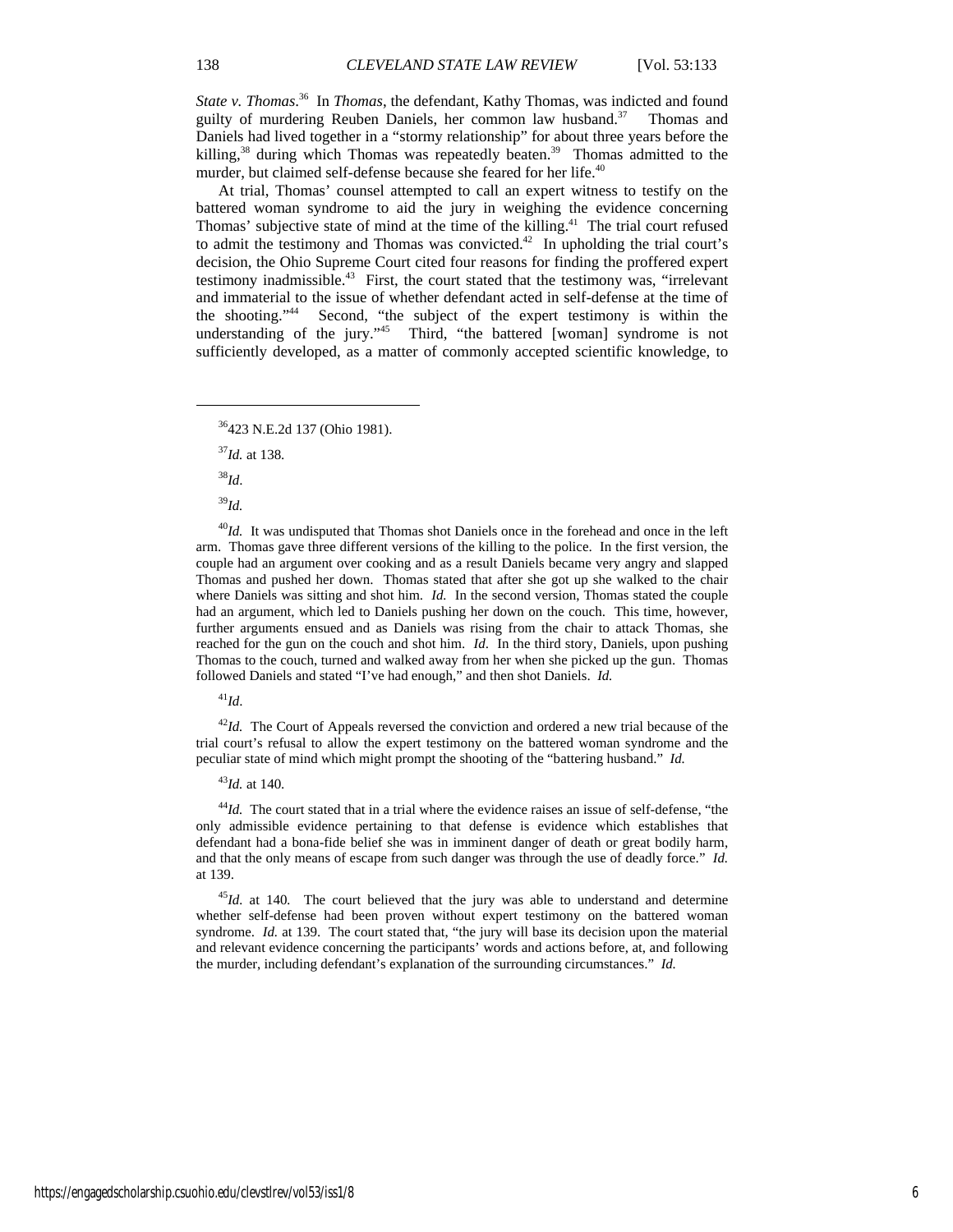*State v. Thomas*.[36] In *Thomas*, the defendant, Kathy Thomas, was indicted and found guilty of murdering Reuben Daniels, her common law husband.[37] Thomas and Daniels had lived together in a "stormy relationship" for about three years before the killing,[38] during which Thomas was repeatedly beaten.[39] Thomas admitted to the murder, but claimed self-defense because she feared for her life.[40]

At trial, Thomas' counsel attempted to call an expert witness to testify on the battered woman syndrome to aid the jury in weighing the evidence concerning Thomas' subjective state of mind at the time of the killing.[41] The trial court refused to admit the testimony and Thomas was convicted.[42] In upholding the trial court's decision, the Ohio Supreme Court cited four reasons for finding the proffered expert testimony inadmissible.[43] First, the court stated that the testimony was, "irrelevant and immaterial to the issue of whether defendant acted in self-defense at the time of the shooting."[44] Second, "the subject of the expert testimony is within the understanding of the jury."[45] Third, "the battered [woman] syndrome is not sufficiently developed, as a matter of commonly accepted scientific knowledge, to

---

[36] 423 N.E.2d 137 (Ohio 1981).

[37] *Id.* at 138.

[38] *Id*.

[39] *Id.*

[40] *Id.* It was undisputed that Thomas shot Daniels once in the forehead and once in the left arm. Thomas gave three different versions of the killing to the police. In the first version, the couple had an argument over cooking and as a result Daniels became very angry and slapped Thomas and pushed her down. Thomas stated that after she got up she walked to the chair where Daniels was sitting and shot him. *Id.* In the second version, Thomas stated the couple had an argument, which led to Daniels pushing her down on the couch. This time, however, further arguments ensued and as Daniels was rising from the chair to attack Thomas, she reached for the gun on the couch and shot him. *Id*. In the third story, Daniels, upon pushing Thomas to the couch, turned and walked away from her when she picked up the gun. Thomas followed Daniels and stated "I've had enough," and then shot Daniels. *Id.*

[41] *Id*.

[42] *Id.* The Court of Appeals reversed the conviction and ordered a new trial because of the trial court's refusal to allow the expert testimony on the battered woman syndrome and the peculiar state of mind which might prompt the shooting of the "battering husband." *Id.*

[43] *Id.* at 140.

[44] *Id.* The court stated that in a trial where the evidence raises an issue of self-defense, "the only admissible evidence pertaining to that defense is evidence which establishes that defendant had a bona-fide belief she was in imminent danger of death or great bodily harm, and that the only means of escape from such danger was through the use of deadly force." *Id.* at 139.

[45] *Id.* at 140. The court believed that the jury was able to understand and determine whether self-defense had been proven without expert testimony on the battered woman syndrome. *Id.* at 139. The court stated that, "the jury will base its decision upon the material and relevant evidence concerning the participants' words and actions before, at, and following the murder, including defendant's explanation of the surrounding circumstances." *Id.*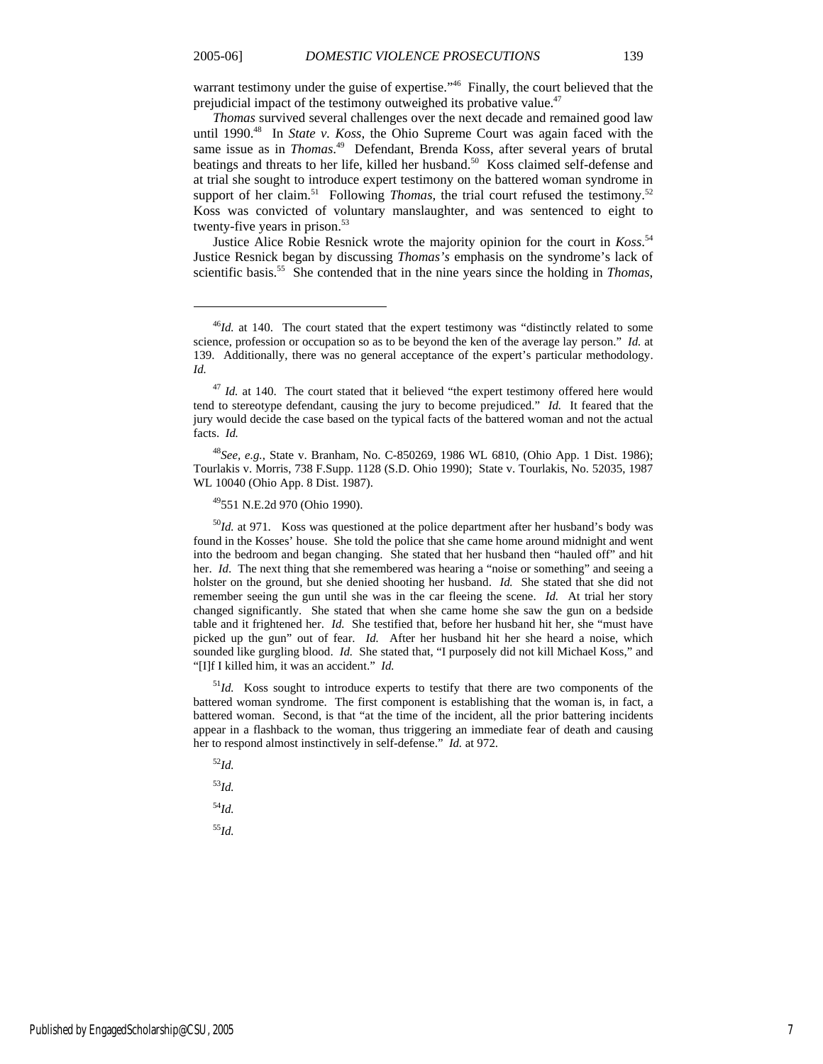warrant testimony under the guise of expertise."[46] Finally, the court believed that the prejudicial impact of the testimony outweighed its probative value.[47]

*Thomas* survived several challenges over the next decade and remained good law until 1990.[48] In *State v. Koss*, the Ohio Supreme Court was again faced with the same issue as in *Thomas*.[49] Defendant, Brenda Koss, after several years of brutal beatings and threats to her life, killed her husband.[50] Koss claimed self-defense and at trial she sought to introduce expert testimony on the battered woman syndrome in support of her claim.[51] Following *Thomas*, the trial court refused the testimony.[52] Koss was convicted of voluntary manslaughter, and was sentenced to eight to twenty-five years in prison.[53]

Justice Alice Robie Resnick wrote the majority opinion for the court in *Koss*.[54] Justice Resnick began by discussing *Thomas's* emphasis on the syndrome's lack of scientific basis.[55] She contended that in the nine years since the holding in *Thomas*,

---

[46]*Id.* at 140. The court stated that the expert testimony was "distinctly related to some science, profession or occupation so as to be beyond the ken of the average lay person." *Id.* at 139. Additionally, there was no general acceptance of the expert's particular methodology. *Id.*

[47] *Id.* at 140. The court stated that it believed "the expert testimony offered here would tend to stereotype defendant, causing the jury to become prejudiced." *Id.* It feared that the jury would decide the case based on the typical facts of the battered woman and not the actual facts. *Id.*

[48]*See, e.g.*, State v. Branham, No. C-850269, 1986 WL 6810, (Ohio App. 1 Dist. 1986); Tourlakis v. Morris, 738 F.Supp. 1128 (S.D. Ohio 1990); State v. Tourlakis, No. 52035, 1987 WL 10040 (Ohio App. 8 Dist. 1987).

[49]551 N.E.2d 970 (Ohio 1990).

[50]*Id.* at 971. Koss was questioned at the police department after her husband's body was found in the Kosses' house. She told the police that she came home around midnight and went into the bedroom and began changing. She stated that her husband then "hauled off" and hit her. *Id*. The next thing that she remembered was hearing a "noise or something" and seeing a holster on the ground, but she denied shooting her husband. *Id.* She stated that she did not remember seeing the gun until she was in the car fleeing the scene. *Id.* At trial her story changed significantly. She stated that when she came home she saw the gun on a bedside table and it frightened her. *Id.* She testified that, before her husband hit her, she "must have picked up the gun" out of fear. *Id.* After her husband hit her she heard a noise, which sounded like gurgling blood. *Id.* She stated that, "I purposely did not kill Michael Koss," and "[I]f I killed him, it was an accident." *Id.*

[51]*Id.* Koss sought to introduce experts to testify that there are two components of the battered woman syndrome. The first component is establishing that the woman is, in fact, a battered woman. Second, is that "at the time of the incident, all the prior battering incidents appear in a flashback to the woman, thus triggering an immediate fear of death and causing her to respond almost instinctively in self-defense." *Id.* at 972.

[52]*Id.*

[53]*Id.*

[54]*Id.*

[55]*Id.*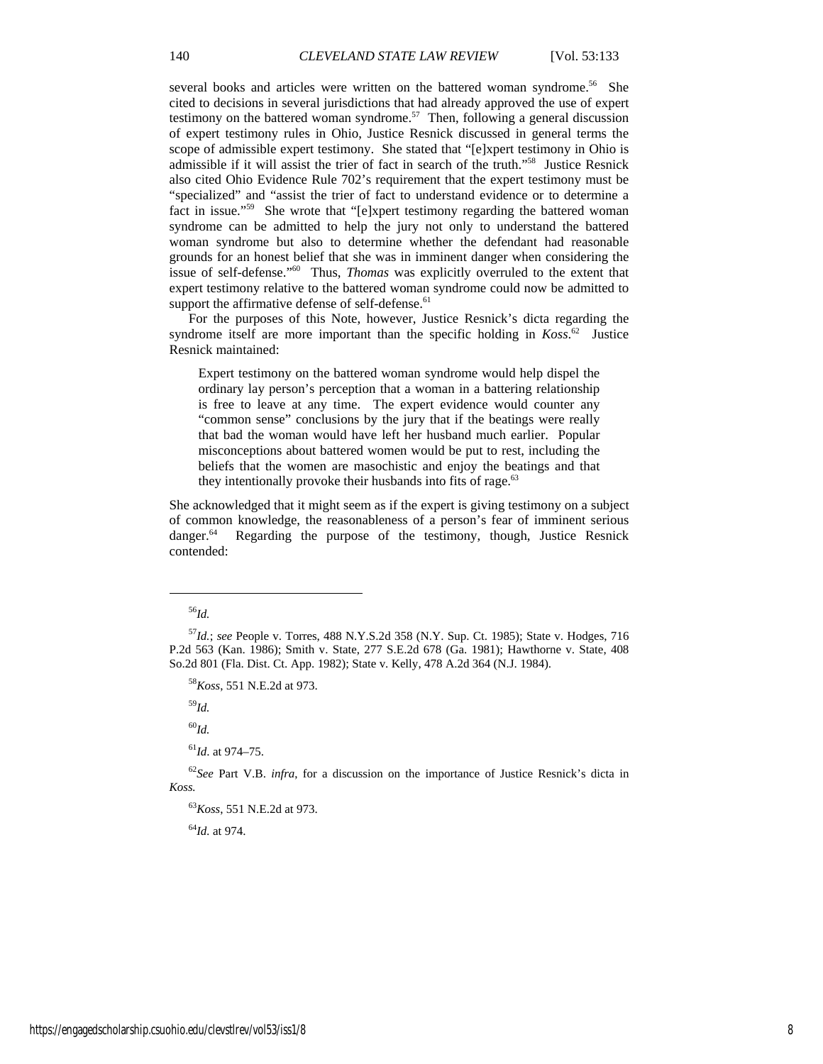several books and articles were written on the battered woman syndrome.[56] She cited to decisions in several jurisdictions that had already approved the use of expert testimony on the battered woman syndrome.[57] Then, following a general discussion of expert testimony rules in Ohio, Justice Resnick discussed in general terms the scope of admissible expert testimony. She stated that "[e]xpert testimony in Ohio is admissible if it will assist the trier of fact in search of the truth."[58] Justice Resnick also cited Ohio Evidence Rule 702's requirement that the expert testimony must be "specialized" and "assist the trier of fact to understand evidence or to determine a fact in issue."[59] She wrote that "[e]xpert testimony regarding the battered woman syndrome can be admitted to help the jury not only to understand the battered woman syndrome but also to determine whether the defendant had reasonable grounds for an honest belief that she was in imminent danger when considering the issue of self-defense."[60] Thus, *Thomas* was explicitly overruled to the extent that expert testimony relative to the battered woman syndrome could now be admitted to support the affirmative defense of self-defense.[61]

For the purposes of this Note, however, Justice Resnick's dicta regarding the syndrome itself are more important than the specific holding in *Koss*.[62] Justice Resnick maintained:

> Expert testimony on the battered woman syndrome would help dispel the ordinary lay person's perception that a woman in a battering relationship is free to leave at any time. The expert evidence would counter any "common sense" conclusions by the jury that if the beatings were really that bad the woman would have left her husband much earlier. Popular misconceptions about battered women would be put to rest, including the beliefs that the women are masochistic and enjoy the beatings and that they intentionally provoke their husbands into fits of rage.[63]

She acknowledged that it might seem as if the expert is giving testimony on a subject of common knowledge, the reasonableness of a person's fear of imminent serious danger.[64] Regarding the purpose of the testimony, though, Justice Resnick contended:

---

[56] *Id.*

[57] *Id.*; *see* People v. Torres, 488 N.Y.S.2d 358 (N.Y. Sup. Ct. 1985); State v. Hodges, 716 P.2d 563 (Kan. 1986); Smith v. State, 277 S.E.2d 678 (Ga. 1981); Hawthorne v. State, 408 So.2d 801 (Fla. Dist. Ct. App. 1982); State v. Kelly, 478 A.2d 364 (N.J. 1984).

[58] *Koss*, 551 N.E.2d at 973.

[59] *Id.*

[60] *Id.*

[61] *Id.* at 974–75.

[62] *See* Part V.B. *infra*, for a discussion on the importance of Justice Resnick's dicta in *Koss.*

[63] *Koss*, 551 N.E.2d at 973.

[64] *Id.* at 974.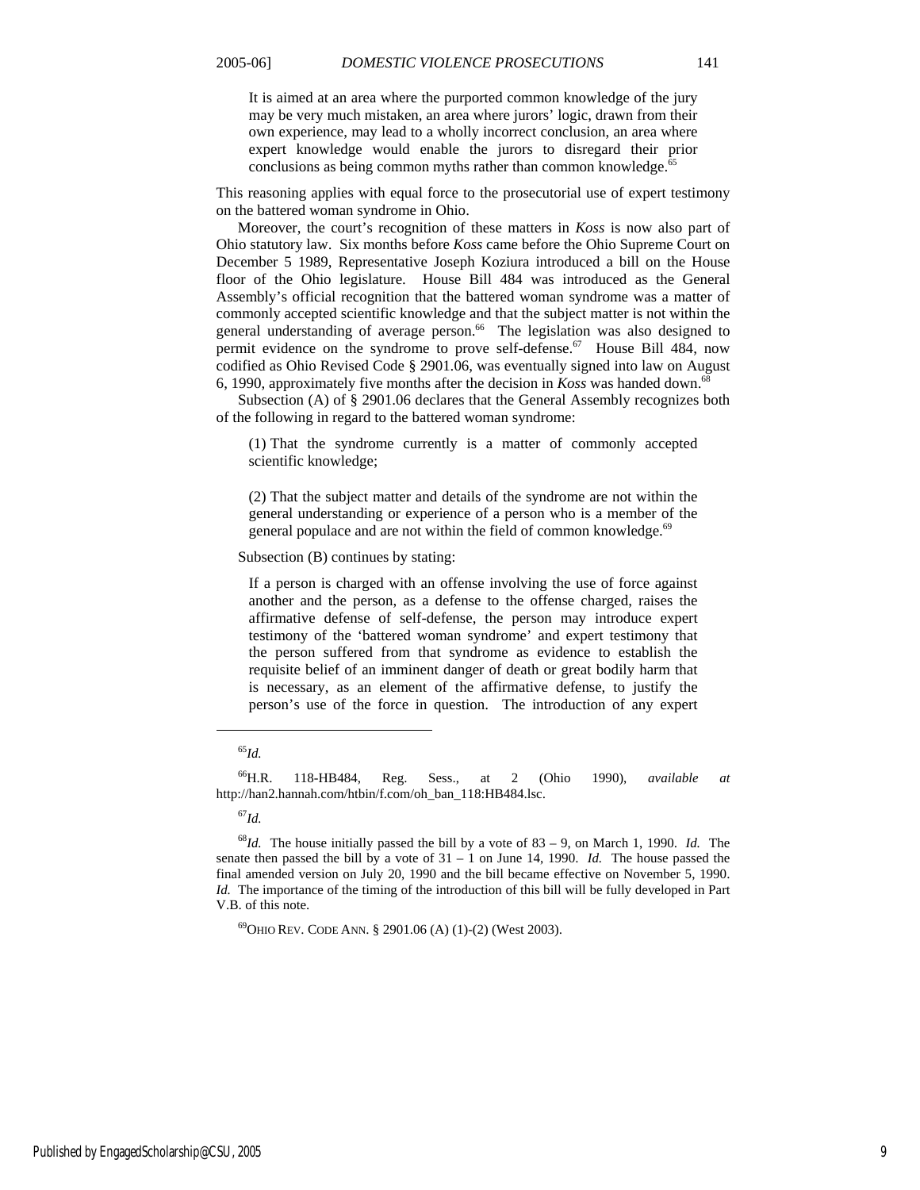> It is aimed at an area where the purported common knowledge of the jury may be very much mistaken, an area where jurors' logic, drawn from their own experience, may lead to a wholly incorrect conclusion, an area where expert knowledge would enable the jurors to disregard their prior conclusions as being common myths rather than common knowledge.[65]

This reasoning applies with equal force to the prosecutorial use of expert testimony on the battered woman syndrome in Ohio.

Moreover, the court's recognition of these matters in *Koss* is now also part of Ohio statutory law. Six months before *Koss* came before the Ohio Supreme Court on December 5 1989, Representative Joseph Koziura introduced a bill on the House floor of the Ohio legislature. House Bill 484 was introduced as the General Assembly's official recognition that the battered woman syndrome was a matter of commonly accepted scientific knowledge and that the subject matter is not within the general understanding of average person.[66] The legislation was also designed to permit evidence on the syndrome to prove self-defense.[67] House Bill 484, now codified as Ohio Revised Code § 2901.06, was eventually signed into law on August 6, 1990, approximately five months after the decision in *Koss* was handed down.[68]

Subsection (A) of § 2901.06 declares that the General Assembly recognizes both of the following in regard to the battered woman syndrome:

> (1) That the syndrome currently is a matter of commonly accepted scientific knowledge;
>
> (2) That the subject matter and details of the syndrome are not within the general understanding or experience of a person who is a member of the general populace and are not within the field of common knowledge.[69]

Subsection (B) continues by stating:

> If a person is charged with an offense involving the use of force against another and the person, as a defense to the offense charged, raises the affirmative defense of self-defense, the person may introduce expert testimony of the 'battered woman syndrome' and expert testimony that the person suffered from that syndrome as evidence to establish the requisite belief of an imminent danger of death or great bodily harm that is necessary, as an element of the affirmative defense, to justify the person's use of the force in question. The introduction of any expert

---

[65] *Id.*

[66] H.R. 118-HB484, Reg. Sess., at 2 (Ohio 1990), *available at* http://han2.hannah.com/htbin/f.com/oh_ban_118:HB484.lsc.

[67] *Id.*

[68] *Id.* The house initially passed the bill by a vote of 83 – 9, on March 1, 1990. *Id.* The senate then passed the bill by a vote of 31 – 1 on June 14, 1990. *Id.* The house passed the final amended version on July 20, 1990 and the bill became effective on November 5, 1990. *Id.* The importance of the timing of the introduction of this bill will be fully developed in Part V.B. of this note.

[69] OHIO REV. CODE ANN. § 2901.06 (A) (1)-(2) (West 2003).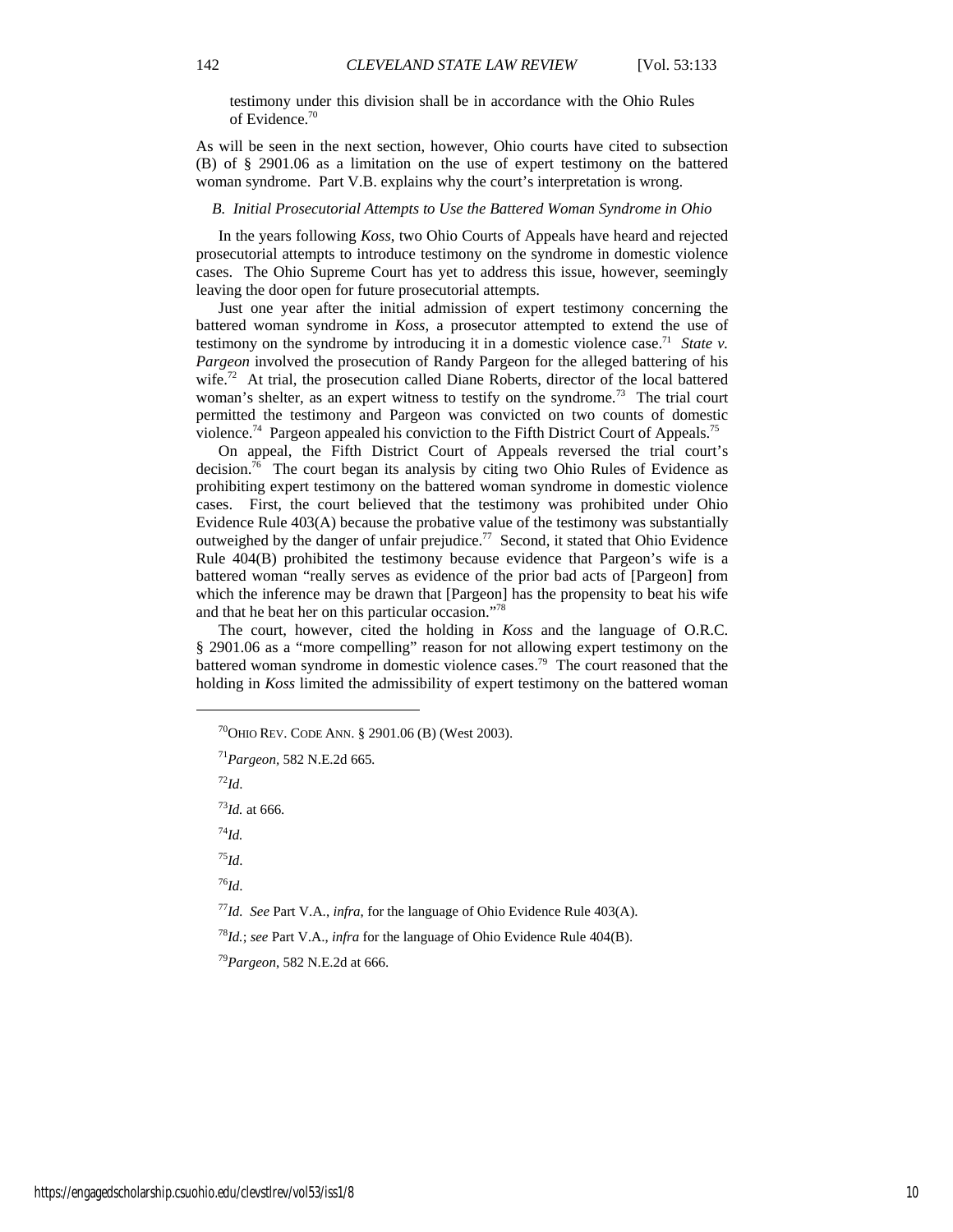testimony under this division shall be in accordance with the Ohio Rules of Evidence.[70]

As will be seen in the next section, however, Ohio courts have cited to subsection (B) of § 2901.06 as a limitation on the use of expert testimony on the battered woman syndrome. Part V.B. explains why the court's interpretation is wrong.

### *B. Initial Prosecutorial Attempts to Use the Battered Woman Syndrome in Ohio*

In the years following *Koss*, two Ohio Courts of Appeals have heard and rejected prosecutorial attempts to introduce testimony on the syndrome in domestic violence cases. The Ohio Supreme Court has yet to address this issue, however, seemingly leaving the door open for future prosecutorial attempts.

Just one year after the initial admission of expert testimony concerning the battered woman syndrome in *Koss*, a prosecutor attempted to extend the use of testimony on the syndrome by introducing it in a domestic violence case.[71] *State v. Pargeon* involved the prosecution of Randy Pargeon for the alleged battering of his wife.[72] At trial, the prosecution called Diane Roberts, director of the local battered woman's shelter, as an expert witness to testify on the syndrome.[73] The trial court permitted the testimony and Pargeon was convicted on two counts of domestic violence.[74] Pargeon appealed his conviction to the Fifth District Court of Appeals.[75]

On appeal, the Fifth District Court of Appeals reversed the trial court's decision.[76] The court began its analysis by citing two Ohio Rules of Evidence as prohibiting expert testimony on the battered woman syndrome in domestic violence cases. First, the court believed that the testimony was prohibited under Ohio Evidence Rule 403(A) because the probative value of the testimony was substantially outweighed by the danger of unfair prejudice.[77] Second, it stated that Ohio Evidence Rule 404(B) prohibited the testimony because evidence that Pargeon's wife is a battered woman "really serves as evidence of the prior bad acts of [Pargeon] from which the inference may be drawn that [Pargeon] has the propensity to beat his wife and that he beat her on this particular occasion."[78]

The court, however, cited the holding in *Koss* and the language of O.R.C. § 2901.06 as a "more compelling" reason for not allowing expert testimony on the battered woman syndrome in domestic violence cases.[79] The court reasoned that the holding in *Koss* limited the admissibility of expert testimony on the battered woman

---

[70] OHIO REV. CODE ANN. § 2901.06 (B) (West 2003).

[71] *Pargeon*, 582 N.E.2d 665.

[72] *Id*.

[73] *Id.* at 666.

[74] *Id.*

[75] *Id*.

[76] *Id*.

[77] *Id. See* Part V.A., *infra*, for the language of Ohio Evidence Rule 403(A).

[78] *Id.*; *see* Part V.A., *infra* for the language of Ohio Evidence Rule 404(B).

[79] *Pargeon*, 582 N.E.2d at 666.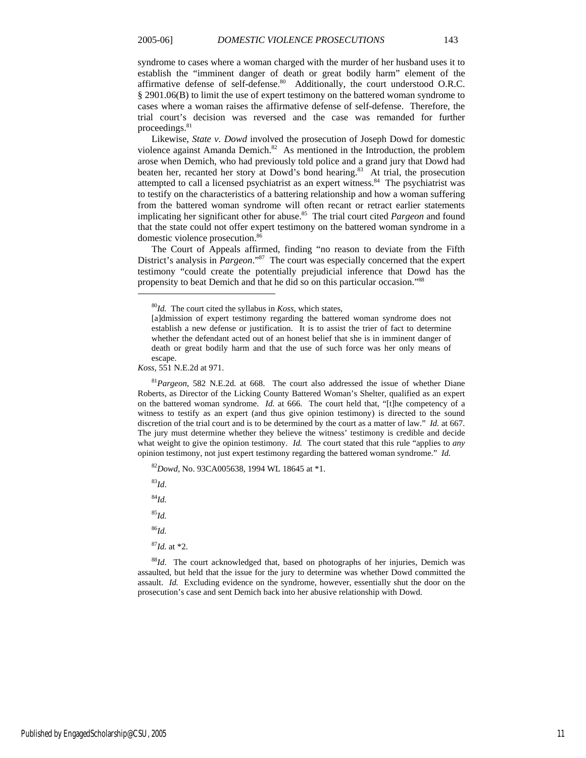syndrome to cases where a woman charged with the murder of her husband uses it to establish the "imminent danger of death or great bodily harm" element of the affirmative defense of self-defense.[80] Additionally, the court understood O.R.C. § 2901.06(B) to limit the use of expert testimony on the battered woman syndrome to cases where a woman raises the affirmative defense of self-defense. Therefore, the trial court's decision was reversed and the case was remanded for further proceedings.[81]

Likewise, *State v. Dowd* involved the prosecution of Joseph Dowd for domestic violence against Amanda Demich.[82] As mentioned in the Introduction, the problem arose when Demich, who had previously told police and a grand jury that Dowd had beaten her, recanted her story at Dowd's bond hearing.[83] At trial, the prosecution attempted to call a licensed psychiatrist as an expert witness.[84] The psychiatrist was to testify on the characteristics of a battering relationship and how a woman suffering from the battered woman syndrome will often recant or retract earlier statements implicating her significant other for abuse.[85] The trial court cited *Pargeon* and found that the state could not offer expert testimony on the battered woman syndrome in a domestic violence prosecution.[86]

The Court of Appeals affirmed, finding "no reason to deviate from the Fifth District's analysis in *Pargeon*."[87] The court was especially concerned that the expert testimony "could create the potentially prejudicial inference that Dowd has the propensity to beat Demich and that he did so on this particular occasion."[88]

---

[80] *Id.* The court cited the syllabus in *Koss*, which states,

> [a]dmission of expert testimony regarding the battered woman syndrome does not establish a new defense or justification. It is to assist the trier of fact to determine whether the defendant acted out of an honest belief that she is in imminent danger of death or great bodily harm and that the use of such force was her only means of escape.

*Koss*, 551 N.E.2d at 971.

[81] *Pargeon*, 582 N.E.2d. at 668. The court also addressed the issue of whether Diane Roberts, as Director of the Licking County Battered Woman's Shelter, qualified as an expert on the battered woman syndrome. *Id.* at 666. The court held that, "[t]he competency of a witness to testify as an expert (and thus give opinion testimony) is directed to the sound discretion of the trial court and is to be determined by the court as a matter of law." *Id.* at 667. The jury must determine whether they believe the witness' testimony is credible and decide what weight to give the opinion testimony. *Id.* The court stated that this rule "applies to *any* opinion testimony, not just expert testimony regarding the battered woman syndrome." *Id.*

[82] *Dowd*, No. 93CA005638, 1994 WL 18645 at *1.

[83] *Id.*

[84] *Id.*

[85] *Id.*

[86] *Id.*

[87] *Id.* at *2.

[88] *Id*. The court acknowledged that, based on photographs of her injuries, Demich was assaulted, but held that the issue for the jury to determine was whether Dowd committed the assault. *Id.* Excluding evidence on the syndrome, however, essentially shut the door on the prosecution's case and sent Demich back into her abusive relationship with Dowd.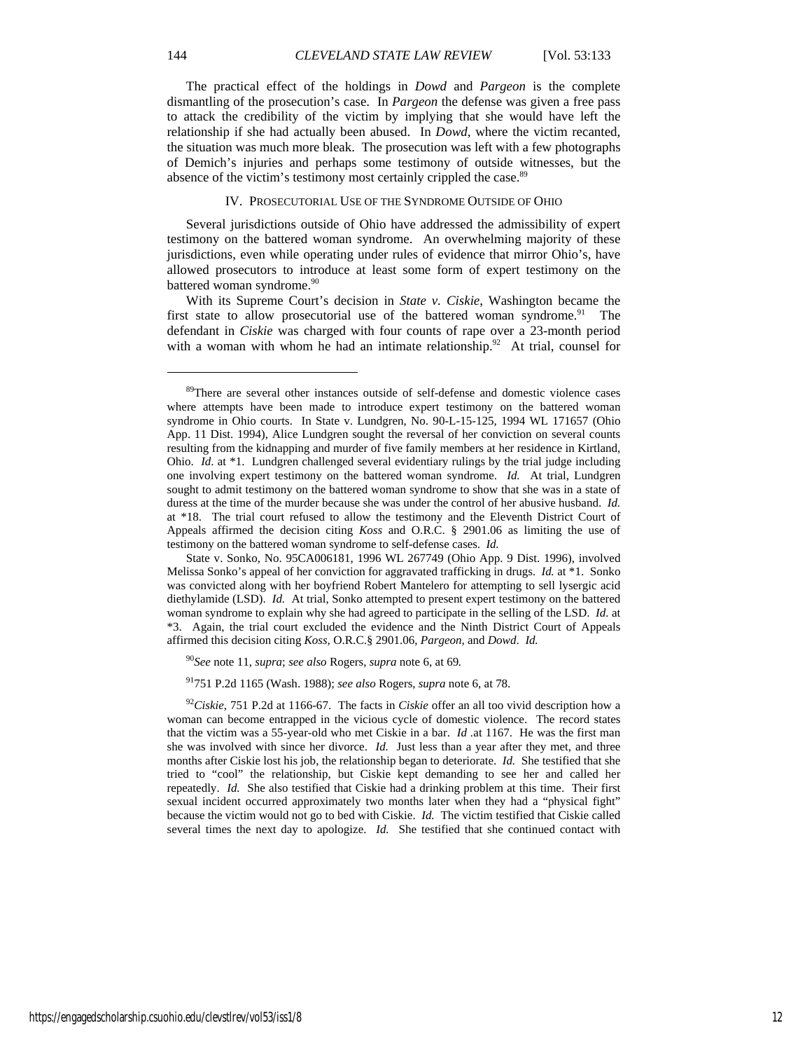The practical effect of the holdings in *Dowd* and *Pargeon* is the complete dismantling of the prosecution's case. In *Pargeon* the defense was given a free pass to attack the credibility of the victim by implying that she would have left the relationship if she had actually been abused. In *Dowd*, where the victim recanted, the situation was much more bleak. The prosecution was left with a few photographs of Demich's injuries and perhaps some testimony of outside witnesses, but the absence of the victim's testimony most certainly crippled the case.[89]

## IV. PROSECUTORIAL USE OF THE SYNDROME OUTSIDE OF OHIO

Several jurisdictions outside of Ohio have addressed the admissibility of expert testimony on the battered woman syndrome. An overwhelming majority of these jurisdictions, even while operating under rules of evidence that mirror Ohio's, have allowed prosecutors to introduce at least some form of expert testimony on the battered woman syndrome.[90]

With its Supreme Court's decision in *State v. Ciskie*, Washington became the first state to allow prosecutorial use of the battered woman syndrome.[91] The defendant in *Ciskie* was charged with four counts of rape over a 23-month period with a woman with whom he had an intimate relationship.[92] At trial, counsel for

---

[89]There are several other instances outside of self-defense and domestic violence cases where attempts have been made to introduce expert testimony on the battered woman syndrome in Ohio courts. In State v. Lundgren, No. 90-L-15-125, 1994 WL 171657 (Ohio App. 11 Dist. 1994), Alice Lundgren sought the reversal of her conviction on several counts resulting from the kidnapping and murder of five family members at her residence in Kirtland, Ohio. *Id*. at *1. Lundgren challenged several evidentiary rulings by the trial judge including one involving expert testimony on the battered woman syndrome. *Id.* At trial, Lundgren sought to admit testimony on the battered woman syndrome to show that she was in a state of duress at the time of the murder because she was under the control of her abusive husband. *Id.* at *18. The trial court refused to allow the testimony and the Eleventh District Court of Appeals affirmed the decision citing *Koss* and O.R.C. § 2901.06 as limiting the use of testimony on the battered woman syndrome to self-defense cases. *Id.*

State v. Sonko, No. 95CA006181, 1996 WL 267749 (Ohio App. 9 Dist. 1996), involved Melissa Sonko's appeal of her conviction for aggravated trafficking in drugs. *Id.* at *1. Sonko was convicted along with her boyfriend Robert Mantelero for attempting to sell lysergic acid diethylamide (LSD). *Id.* At trial, Sonko attempted to present expert testimony on the battered woman syndrome to explain why she had agreed to participate in the selling of the LSD. *Id.* at *3. Again, the trial court excluded the evidence and the Ninth District Court of Appeals affirmed this decision citing *Koss*, O.R.C.§ 2901.06, *Pargeon*, and *Dowd*. *Id.*

[90]*See* note 11, *supra*; *see also* Rogers, *supra* note 6, at 69.

[91]751 P.2d 1165 (Wash. 1988); *see also* Rogers, *supra* note 6, at 78.

[92]*Ciskie*, 751 P.2d at 1166-67. The facts in *Ciskie* offer an all too vivid description how a woman can become entrapped in the vicious cycle of domestic violence. The record states that the victim was a 55-year-old who met Ciskie in a bar. *Id* .at 1167. He was the first man she was involved with since her divorce. *Id.* Just less than a year after they met, and three months after Ciskie lost his job, the relationship began to deteriorate. *Id.* She testified that she tried to "cool" the relationship, but Ciskie kept demanding to see her and called her repeatedly. *Id.* She also testified that Ciskie had a drinking problem at this time. Their first sexual incident occurred approximately two months later when they had a "physical fight" because the victim would not go to bed with Ciskie. *Id.* The victim testified that Ciskie called several times the next day to apologize. *Id.* She testified that she continued contact with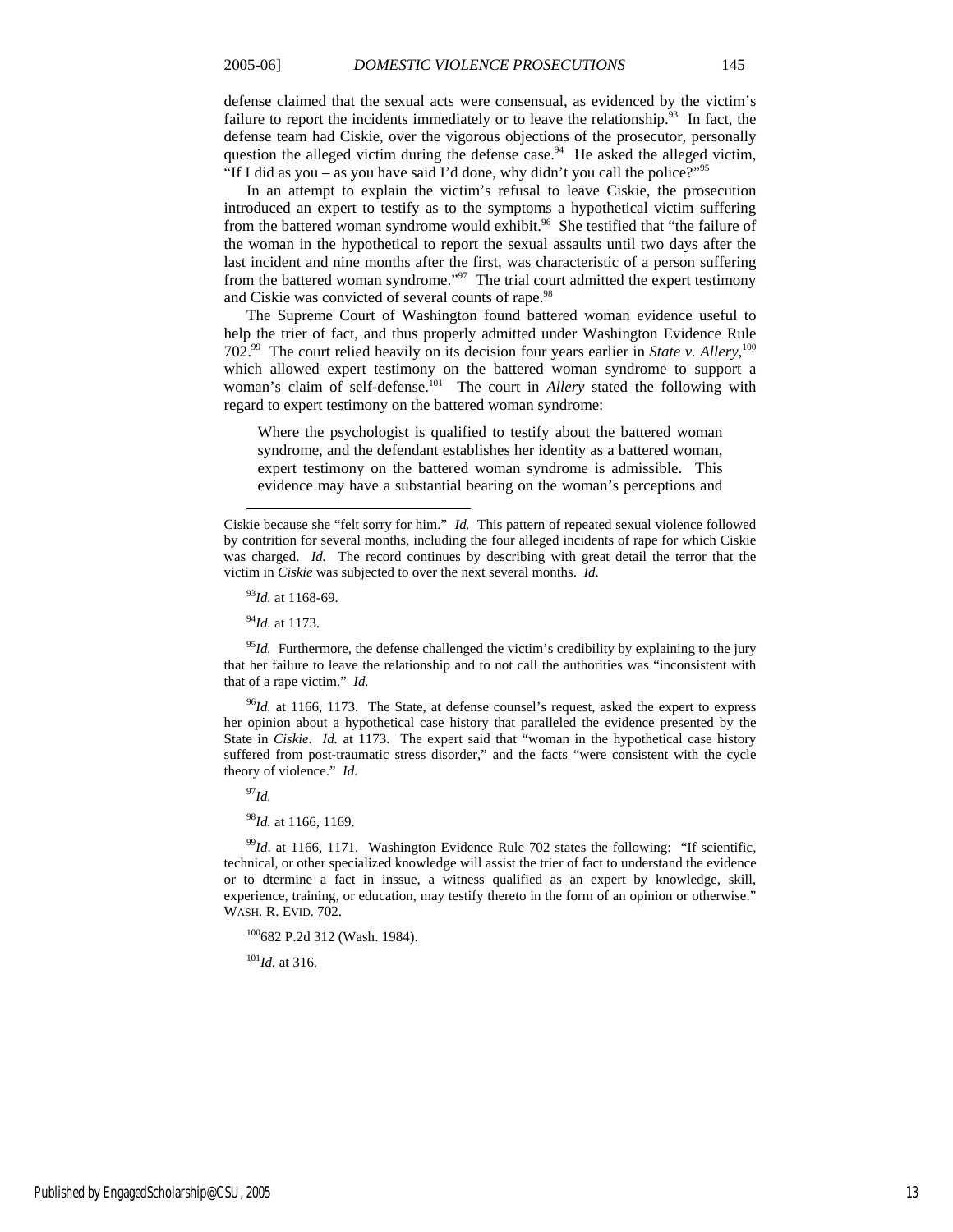defense claimed that the sexual acts were consensual, as evidenced by the victim's failure to report the incidents immediately or to leave the relationship.[93] In fact, the defense team had Ciskie, over the vigorous objections of the prosecutor, personally question the alleged victim during the defense case.[94] He asked the alleged victim, "If I did as you – as you have said I'd done, why didn't you call the police?"[95]

In an attempt to explain the victim's refusal to leave Ciskie, the prosecution introduced an expert to testify as to the symptoms a hypothetical victim suffering from the battered woman syndrome would exhibit.[96] She testified that "the failure of the woman in the hypothetical to report the sexual assaults until two days after the last incident and nine months after the first, was characteristic of a person suffering from the battered woman syndrome."[97] The trial court admitted the expert testimony and Ciskie was convicted of several counts of rape.[98]

The Supreme Court of Washington found battered woman evidence useful to help the trier of fact, and thus properly admitted under Washington Evidence Rule 702.[99] The court relied heavily on its decision four years earlier in *State v. Allery*,[100] which allowed expert testimony on the battered woman syndrome to support a woman's claim of self-defense.[101] The court in *Allery* stated the following with regard to expert testimony on the battered woman syndrome:

> Where the psychologist is qualified to testify about the battered woman syndrome, and the defendant establishes her identity as a battered woman, expert testimony on the battered woman syndrome is admissible. This evidence may have a substantial bearing on the woman's perceptions and

---

Ciskie because she "felt sorry for him." *Id.* This pattern of repeated sexual violence followed by contrition for several months, including the four alleged incidents of rape for which Ciskie was charged. *Id.* The record continues by describing with great detail the terror that the victim in *Ciskie* was subjected to over the next several months. *Id*.

[93] *Id.* at 1168-69.

[94] *Id.* at 1173.

[95] *Id.* Furthermore, the defense challenged the victim's credibility by explaining to the jury that her failure to leave the relationship and to not call the authorities was "inconsistent with that of a rape victim." *Id.*

[96] *Id.* at 1166, 1173. The State, at defense counsel's request, asked the expert to express her opinion about a hypothetical case history that paralleled the evidence presented by the State in *Ciskie*. *Id.* at 1173. The expert said that "woman in the hypothetical case history suffered from post-traumatic stress disorder," and the facts "were consistent with the cycle theory of violence." *Id.*

[97] *Id.*

[98] *Id.* at 1166, 1169.

[99] *Id*. at 1166, 1171. Washington Evidence Rule 702 states the following: "If scientific, technical, or other specialized knowledge will assist the trier of fact to understand the evidence or to dtermine a fact in inssue, a witness qualified as an expert by knowledge, skill, experience, training, or education, may testify thereto in the form of an opinion or otherwise." WASH. R. EVID. 702.

[100] 682 P.2d 312 (Wash. 1984).

[101] *Id.* at 316.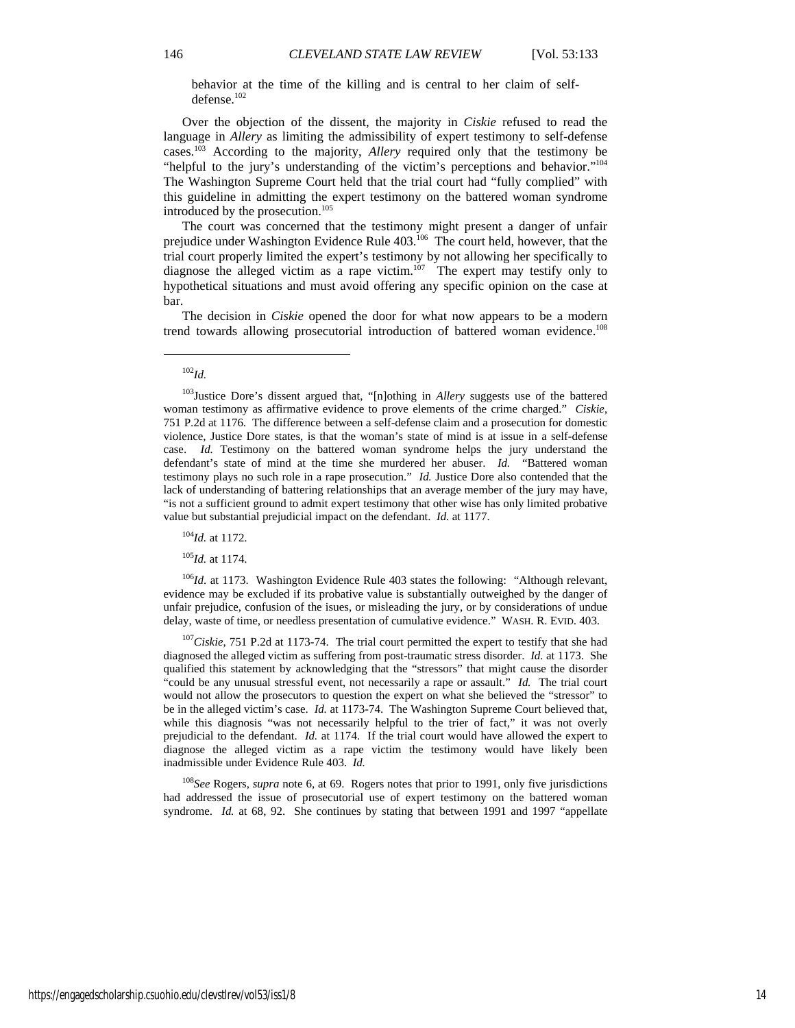behavior at the time of the killing and is central to her claim of self-defense.[102]

Over the objection of the dissent, the majority in *Ciskie* refused to read the language in *Allery* as limiting the admissibility of expert testimony to self-defense cases.[103] According to the majority, *Allery* required only that the testimony be "helpful to the jury's understanding of the victim's perceptions and behavior."[104] The Washington Supreme Court held that the trial court had "fully complied" with this guideline in admitting the expert testimony on the battered woman syndrome introduced by the prosecution.[105]

The court was concerned that the testimony might present a danger of unfair prejudice under Washington Evidence Rule 403.[106] The court held, however, that the trial court properly limited the expert's testimony by not allowing her specifically to diagnose the alleged victim as a rape victim.[107] The expert may testify only to hypothetical situations and must avoid offering any specific opinion on the case at bar.

The decision in *Ciskie* opened the door for what now appears to be a modern trend towards allowing prosecutorial introduction of battered woman evidence.[108]

---

[102]*Id.*

[103]Justice Dore's dissent argued that, "[n]othing in *Allery* suggests use of the battered woman testimony as affirmative evidence to prove elements of the crime charged." *Ciskie*, 751 P.2d at 1176. The difference between a self-defense claim and a prosecution for domestic violence, Justice Dore states, is that the woman's state of mind is at issue in a self-defense case. *Id.* Testimony on the battered woman syndrome helps the jury understand the defendant's state of mind at the time she murdered her abuser. *Id.* "Battered woman testimony plays no such role in a rape prosecution." *Id.* Justice Dore also contended that the lack of understanding of battering relationships that an average member of the jury may have, "is not a sufficient ground to admit expert testimony that other wise has only limited probative value but substantial prejudicial impact on the defendant. *Id.* at 1177.

[104]*Id.* at 1172.

[105]*Id.* at 1174.

[106]*Id.* at 1173. Washington Evidence Rule 403 states the following: "Although relevant, evidence may be excluded if its probative value is substantially outweighed by the danger of unfair prejudice, confusion of the isues, or misleading the jury, or by considerations of undue delay, waste of time, or needless presentation of cumulative evidence." WASH. R. EVID. 403.

[107]*Ciskie*, 751 P.2d at 1173-74. The trial court permitted the expert to testify that she had diagnosed the alleged victim as suffering from post-traumatic stress disorder. *Id.* at 1173. She qualified this statement by acknowledging that the "stressors" that might cause the disorder "could be any unusual stressful event, not necessarily a rape or assault." *Id.* The trial court would not allow the prosecutors to question the expert on what she believed the "stressor" to be in the alleged victim's case. *Id.* at 1173-74. The Washington Supreme Court believed that, while this diagnosis "was not necessarily helpful to the trier of fact," it was not overly prejudicial to the defendant. *Id.* at 1174. If the trial court would have allowed the expert to diagnose the alleged victim as a rape victim the testimony would have likely been inadmissible under Evidence Rule 403. *Id.*

[108]*See* Rogers, *supra* note 6, at 69. Rogers notes that prior to 1991, only five jurisdictions had addressed the issue of prosecutorial use of expert testimony on the battered woman syndrome. *Id.* at 68, 92. She continues by stating that between 1991 and 1997 "appellate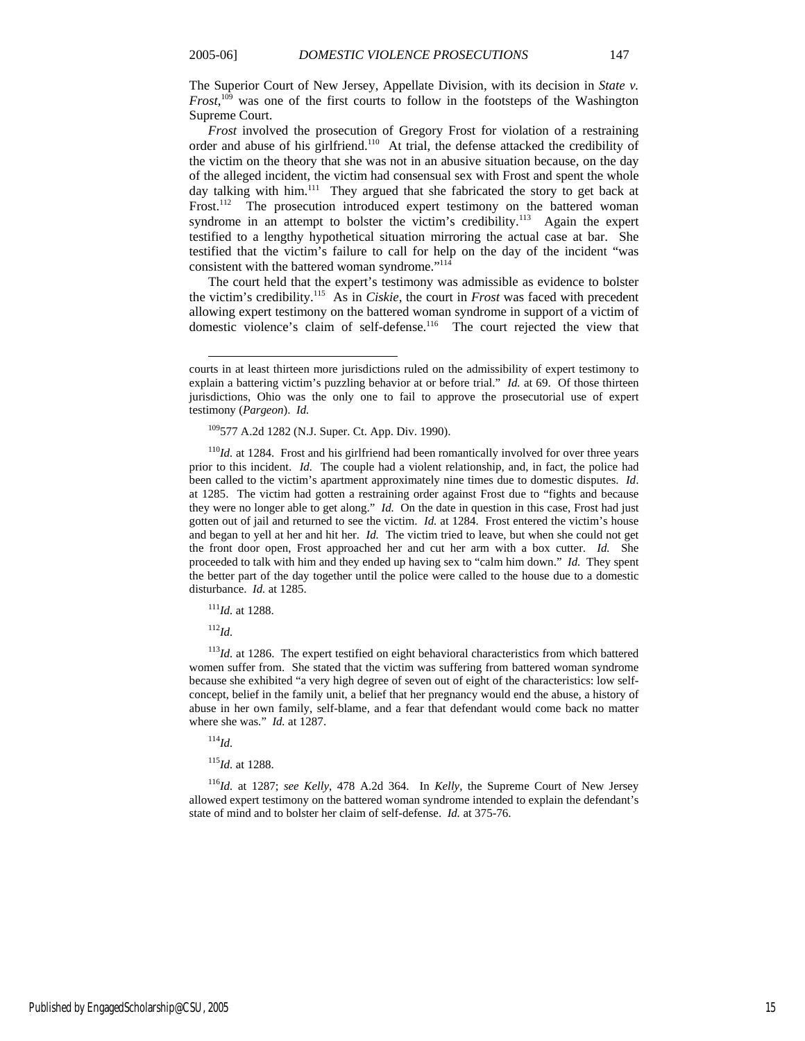The Superior Court of New Jersey, Appellate Division, with its decision in *State v. Frost*,[109] was one of the first courts to follow in the footsteps of the Washington Supreme Court.

*Frost* involved the prosecution of Gregory Frost for violation of a restraining order and abuse of his girlfriend.[110] At trial, the defense attacked the credibility of the victim on the theory that she was not in an abusive situation because, on the day of the alleged incident, the victim had consensual sex with Frost and spent the whole day talking with him.[111] They argued that she fabricated the story to get back at Frost.[112] The prosecution introduced expert testimony on the battered woman syndrome in an attempt to bolster the victim's credibility.[113] Again the expert testified to a lengthy hypothetical situation mirroring the actual case at bar. She testified that the victim's failure to call for help on the day of the incident "was consistent with the battered woman syndrome."[114]

The court held that the expert's testimony was admissible as evidence to bolster the victim's credibility.[115] As in *Ciskie*, the court in *Frost* was faced with precedent allowing expert testimony on the battered woman syndrome in support of a victim of domestic violence's claim of self-defense.[116] The court rejected the view that

---

courts in at least thirteen more jurisdictions ruled on the admissibility of expert testimony to explain a battering victim's puzzling behavior at or before trial." *Id.* at 69. Of those thirteen jurisdictions, Ohio was the only one to fail to approve the prosecutorial use of expert testimony (*Pargeon*). *Id.*

[109] 577 A.2d 1282 (N.J. Super. Ct. App. Div. 1990).

[110] *Id.* at 1284. Frost and his girlfriend had been romantically involved for over three years prior to this incident. *Id.* The couple had a violent relationship, and, in fact, the police had been called to the victim's apartment approximately nine times due to domestic disputes. *Id.* at 1285. The victim had gotten a restraining order against Frost due to "fights and because they were no longer able to get along." *Id.* On the date in question in this case, Frost had just gotten out of jail and returned to see the victim. *Id.* at 1284. Frost entered the victim's house and began to yell at her and hit her. *Id.* The victim tried to leave, but when she could not get the front door open, Frost approached her and cut her arm with a box cutter. *Id.* She proceeded to talk with him and they ended up having sex to "calm him down." *Id.* They spent the better part of the day together until the police were called to the house due to a domestic disturbance. *Id.* at 1285.

[111] *Id.* at 1288.

[112] *Id.*

[113] *Id.* at 1286. The expert testified on eight behavioral characteristics from which battered women suffer from. She stated that the victim was suffering from battered woman syndrome because she exhibited "a very high degree of seven out of eight of the characteristics: low self-concept, belief in the family unit, a belief that her pregnancy would end the abuse, a history of abuse in her own family, self-blame, and a fear that defendant would come back no matter where she was." *Id.* at 1287.

[114] *Id.*

[115] *Id.* at 1288.

[116] *Id.* at 1287; *see Kelly*, 478 A.2d 364. In *Kelly*, the Supreme Court of New Jersey allowed expert testimony on the battered woman syndrome intended to explain the defendant's state of mind and to bolster her claim of self-defense. *Id.* at 375-76.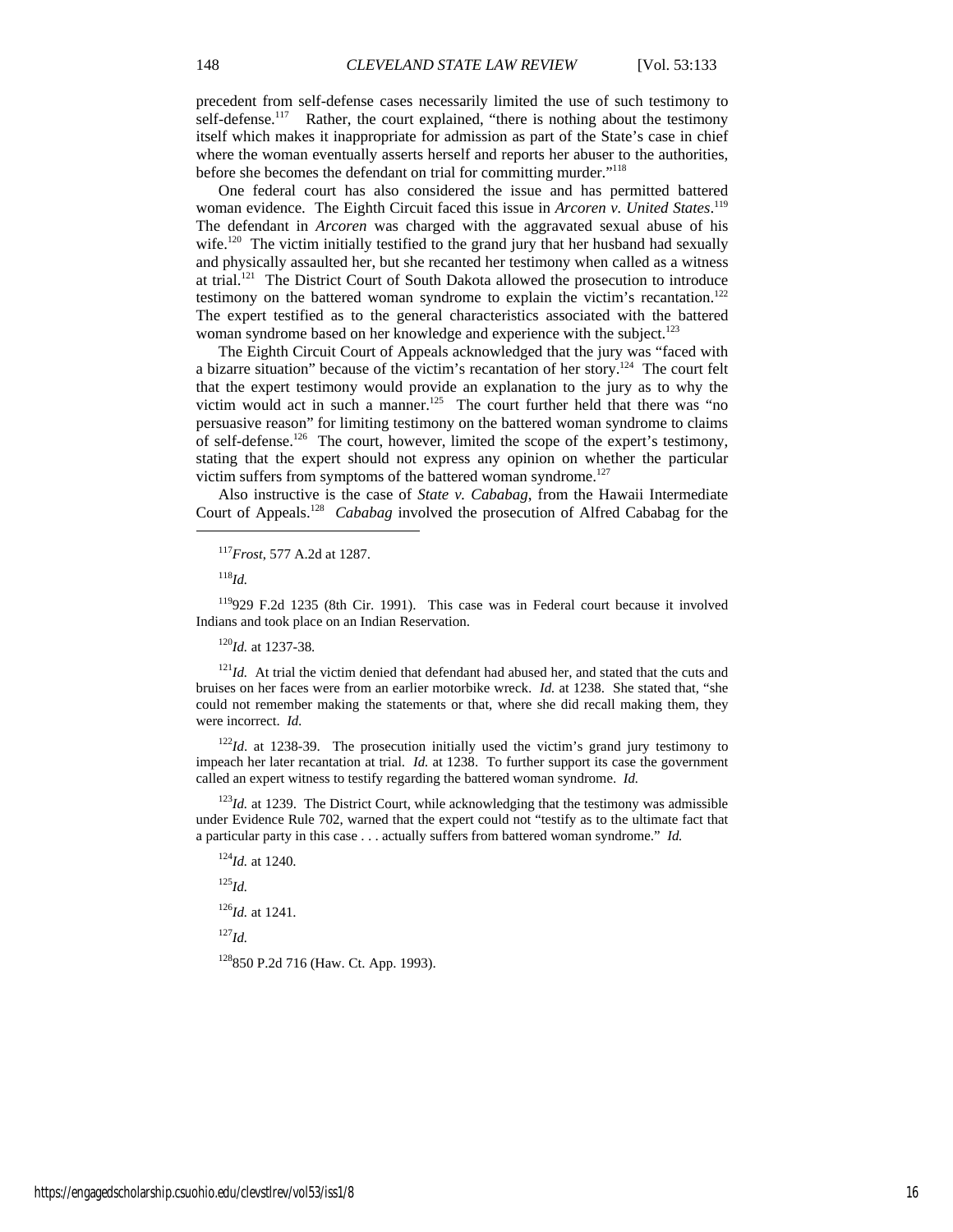precedent from self-defense cases necessarily limited the use of such testimony to self-defense.[117] Rather, the court explained, "there is nothing about the testimony itself which makes it inappropriate for admission as part of the State's case in chief where the woman eventually asserts herself and reports her abuser to the authorities, before she becomes the defendant on trial for committing murder."[118]

One federal court has also considered the issue and has permitted battered woman evidence. The Eighth Circuit faced this issue in *Arcoren v. United States*.[119] The defendant in *Arcoren* was charged with the aggravated sexual abuse of his wife.[120] The victim initially testified to the grand jury that her husband had sexually and physically assaulted her, but she recanted her testimony when called as a witness at trial.[121] The District Court of South Dakota allowed the prosecution to introduce testimony on the battered woman syndrome to explain the victim's recantation.[122] The expert testified as to the general characteristics associated with the battered woman syndrome based on her knowledge and experience with the subject.[123]

The Eighth Circuit Court of Appeals acknowledged that the jury was "faced with a bizarre situation" because of the victim's recantation of her story.[124] The court felt that the expert testimony would provide an explanation to the jury as to why the victim would act in such a manner.[125] The court further held that there was "no persuasive reason" for limiting testimony on the battered woman syndrome to claims of self-defense.[126] The court, however, limited the scope of the expert's testimony, stating that the expert should not express any opinion on whether the particular victim suffers from symptoms of the battered woman syndrome.[127]

Also instructive is the case of *State v. Cababag*, from the Hawaii Intermediate Court of Appeals.[128] *Cababag* involved the prosecution of Alfred Cababag for the

---

[117] *Frost*, 577 A.2d at 1287.

[118] *Id.*

[119] 929 F.2d 1235 (8th Cir. 1991). This case was in Federal court because it involved Indians and took place on an Indian Reservation.

[120] *Id.* at 1237-38.

[121] *Id.* At trial the victim denied that defendant had abused her, and stated that the cuts and bruises on her faces were from an earlier motorbike wreck. *Id.* at 1238. She stated that, "she could not remember making the statements or that, where she did recall making them, they were incorrect. *Id.*

[122] *Id*. at 1238-39. The prosecution initially used the victim's grand jury testimony to impeach her later recantation at trial. *Id.* at 1238. To further support its case the government called an expert witness to testify regarding the battered woman syndrome. *Id.*

[123] *Id.* at 1239. The District Court, while acknowledging that the testimony was admissible under Evidence Rule 702, warned that the expert could not "testify as to the ultimate fact that a particular party in this case . . . actually suffers from battered woman syndrome." *Id.*

[124] *Id.* at 1240.

[125] *Id.*

[126] *Id.* at 1241.

[127] *Id.*

[128] 850 P.2d 716 (Haw. Ct. App. 1993).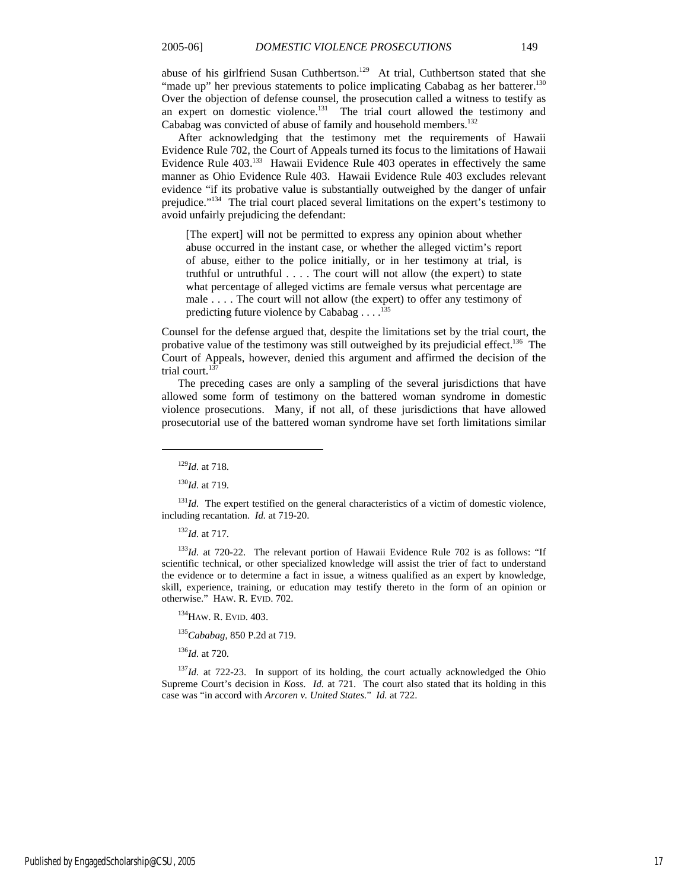abuse of his girlfriend Susan Cuthbertson.[129] At trial, Cuthbertson stated that she "made up" her previous statements to police implicating Cababag as her batterer.[130] Over the objection of defense counsel, the prosecution called a witness to testify as an expert on domestic violence.[131] The trial court allowed the testimony and Cababag was convicted of abuse of family and household members.[132]

After acknowledging that the testimony met the requirements of Hawaii Evidence Rule 702, the Court of Appeals turned its focus to the limitations of Hawaii Evidence Rule 403.[133] Hawaii Evidence Rule 403 operates in effectively the same manner as Ohio Evidence Rule 403. Hawaii Evidence Rule 403 excludes relevant evidence "if its probative value is substantially outweighed by the danger of unfair prejudice."[134] The trial court placed several limitations on the expert's testimony to avoid unfairly prejudicing the defendant:

> [The expert] will not be permitted to express any opinion about whether abuse occurred in the instant case, or whether the alleged victim's report of abuse, either to the police initially, or in her testimony at trial, is truthful or untruthful . . . . The court will not allow (the expert) to state what percentage of alleged victims are female versus what percentage are male . . . . The court will not allow (the expert) to offer any testimony of predicting future violence by Cababag . . . .[135]

Counsel for the defense argued that, despite the limitations set by the trial court, the probative value of the testimony was still outweighed by its prejudicial effect.[136] The Court of Appeals, however, denied this argument and affirmed the decision of the trial court.[137]

The preceding cases are only a sampling of the several jurisdictions that have allowed some form of testimony on the battered woman syndrome in domestic violence prosecutions. Many, if not all, of these jurisdictions that have allowed prosecutorial use of the battered woman syndrome have set forth limitations similar

---

[129] *Id.* at 718.

[130] *Id.* at 719.

[131] *Id.* The expert testified on the general characteristics of a victim of domestic violence, including recantation. *Id.* at 719-20.

[132] *Id.* at 717.

[133] *Id.* at 720-22. The relevant portion of Hawaii Evidence Rule 702 is as follows: "If scientific technical, or other specialized knowledge will assist the trier of fact to understand the evidence or to determine a fact in issue, a witness qualified as an expert by knowledge, skill, experience, training, or education may testify thereto in the form of an opinion or otherwise." HAW. R. EVID. 702.

[134] HAW. R. EVID. 403.

[135] *Cababag*, 850 P.2d at 719.

[136] *Id.* at 720.

[137] *Id.* at 722-23. In support of its holding, the court actually acknowledged the Ohio Supreme Court's decision in *Koss*. *Id.* at 721. The court also stated that its holding in this case was "in accord with *Arcoren v. United States*." *Id.* at 722.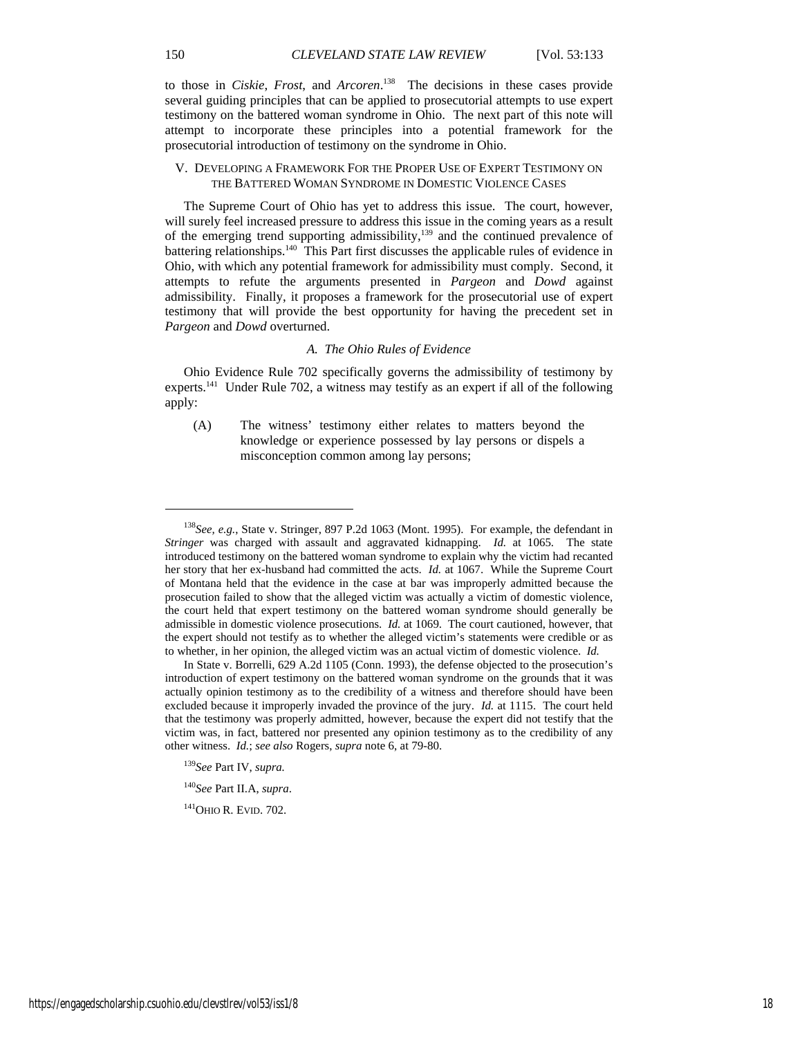to those in *Ciskie*, *Frost*, and *Arcoren*.[138] The decisions in these cases provide several guiding principles that can be applied to prosecutorial attempts to use expert testimony on the battered woman syndrome in Ohio. The next part of this note will attempt to incorporate these principles into a potential framework for the prosecutorial introduction of testimony on the syndrome in Ohio.

## V. DEVELOPING A FRAMEWORK FOR THE PROPER USE OF EXPERT TESTIMONY ON THE BATTERED WOMAN SYNDROME IN DOMESTIC VIOLENCE CASES

The Supreme Court of Ohio has yet to address this issue. The court, however, will surely feel increased pressure to address this issue in the coming years as a result of the emerging trend supporting admissibility,[139] and the continued prevalence of battering relationships.[140] This Part first discusses the applicable rules of evidence in Ohio, with which any potential framework for admissibility must comply. Second, it attempts to refute the arguments presented in *Pargeon* and *Dowd* against admissibility. Finally, it proposes a framework for the prosecutorial use of expert testimony that will provide the best opportunity for having the precedent set in *Pargeon* and *Dowd* overturned.

### *A. The Ohio Rules of Evidence*

Ohio Evidence Rule 702 specifically governs the admissibility of testimony by experts.[141] Under Rule 702, a witness may testify as an expert if all of the following apply:

> (A) The witness' testimony either relates to matters beyond the knowledge or experience possessed by lay persons or dispels a misconception common among lay persons;

---

[138] *See, e.g.*, State v. Stringer, 897 P.2d 1063 (Mont. 1995). For example, the defendant in *Stringer* was charged with assault and aggravated kidnapping. *Id.* at 1065. The state introduced testimony on the battered woman syndrome to explain why the victim had recanted her story that her ex-husband had committed the acts. *Id.* at 1067. While the Supreme Court of Montana held that the evidence in the case at bar was improperly admitted because the prosecution failed to show that the alleged victim was actually a victim of domestic violence, the court held that expert testimony on the battered woman syndrome should generally be admissible in domestic violence prosecutions. *Id.* at 1069. The court cautioned, however, that the expert should not testify as to whether the alleged victim's statements were credible or as to whether, in her opinion, the alleged victim was an actual victim of domestic violence. *Id.*

In State v. Borrelli, 629 A.2d 1105 (Conn. 1993), the defense objected to the prosecution's introduction of expert testimony on the battered woman syndrome on the grounds that it was actually opinion testimony as to the credibility of a witness and therefore should have been excluded because it improperly invaded the province of the jury. *Id.* at 1115. The court held that the testimony was properly admitted, however, because the expert did not testify that the victim was, in fact, battered nor presented any opinion testimony as to the credibility of any other witness. *Id.*; *see also* Rogers, *supra* note 6, at 79-80.

[139] *See* Part IV, *supra.*

[140] *See* Part II.A, *supra*.

[141] OHIO R. EVID. 702.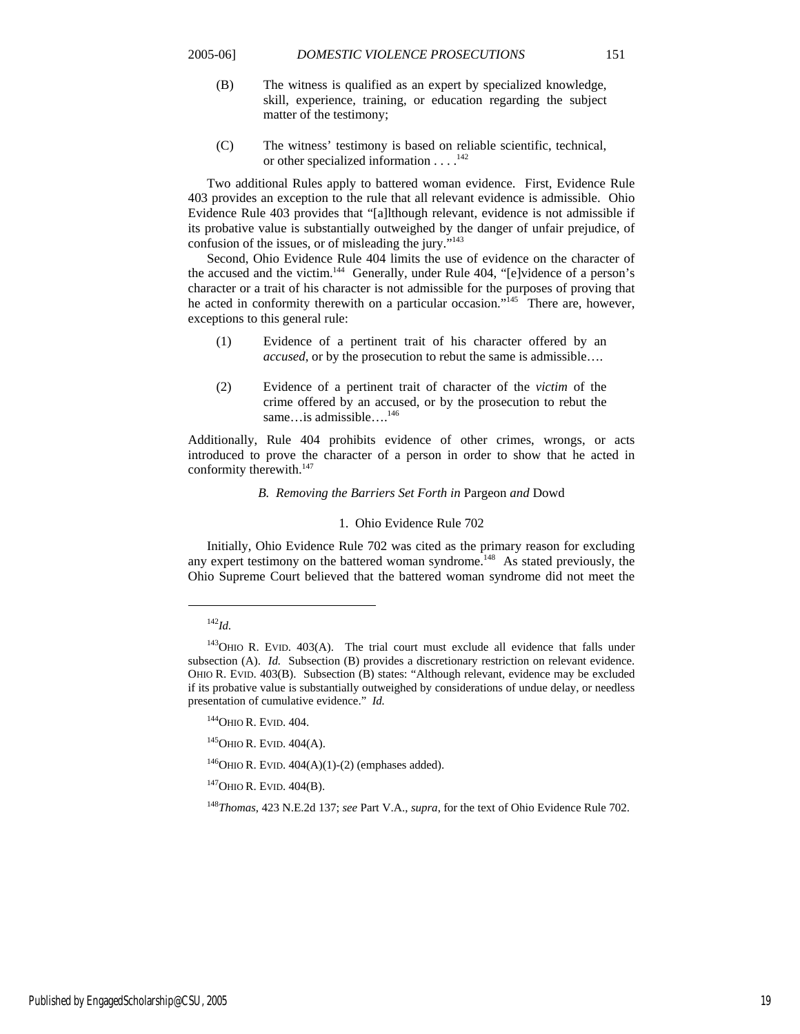(B) The witness is qualified as an expert by specialized knowledge, skill, experience, training, or education regarding the subject matter of the testimony;

(C) The witness' testimony is based on reliable scientific, technical, or other specialized information . . . .[142]

Two additional Rules apply to battered woman evidence. First, Evidence Rule 403 provides an exception to the rule that all relevant evidence is admissible. Ohio Evidence Rule 403 provides that "[a]lthough relevant, evidence is not admissible if its probative value is substantially outweighed by the danger of unfair prejudice, of confusion of the issues, or of misleading the jury."[143]

Second, Ohio Evidence Rule 404 limits the use of evidence on the character of the accused and the victim.[144] Generally, under Rule 404, "[e]vidence of a person's character or a trait of his character is not admissible for the purposes of proving that he acted in conformity therewith on a particular occasion."[145] There are, however, exceptions to this general rule:

(1) Evidence of a pertinent trait of his character offered by an *accused*, or by the prosecution to rebut the same is admissible….

(2) Evidence of a pertinent trait of character of the *victim* of the crime offered by an accused, or by the prosecution to rebut the same…is admissible….[146]

Additionally, Rule 404 prohibits evidence of other crimes, wrongs, or acts introduced to prove the character of a person in order to show that he acted in conformity therewith.[147]

### *B. Removing the Barriers Set Forth in* Pargeon *and* Dowd

#### 1. Ohio Evidence Rule 702

Initially, Ohio Evidence Rule 702 was cited as the primary reason for excluding any expert testimony on the battered woman syndrome.[148] As stated previously, the Ohio Supreme Court believed that the battered woman syndrome did not meet the

---

[142] *Id.*

[143] OHIO R. EVID. 403(A). The trial court must exclude all evidence that falls under subsection (A). *Id.* Subsection (B) provides a discretionary restriction on relevant evidence. OHIO R. EVID. 403(B). Subsection (B) states: "Although relevant, evidence may be excluded if its probative value is substantially outweighed by considerations of undue delay, or needless presentation of cumulative evidence." *Id.*

[144] OHIO R. EVID. 404.

[145] OHIO R. EVID. 404(A).

[146] OHIO R. EVID. 404(A)(1)-(2) (emphases added).

[147] OHIO R. EVID. 404(B).

[148] *Thomas*, 423 N.E.2d 137; *see* Part V.A., *supra*, for the text of Ohio Evidence Rule 702.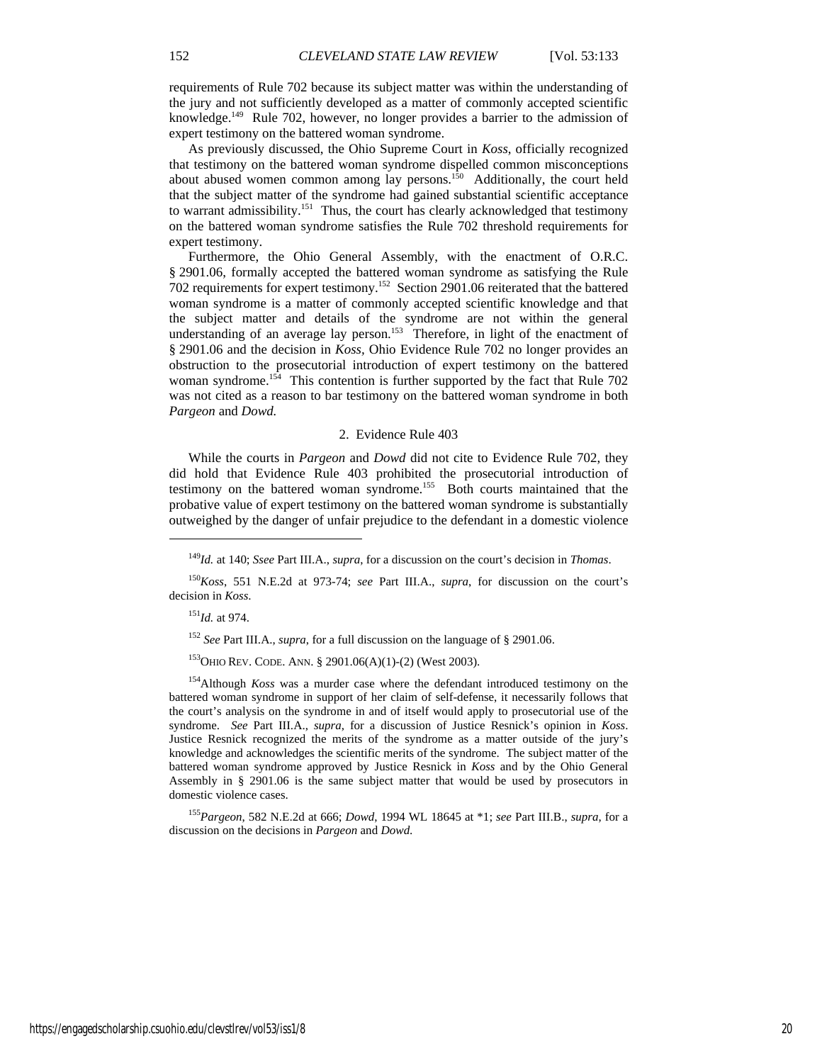requirements of Rule 702 because its subject matter was within the understanding of the jury and not sufficiently developed as a matter of commonly accepted scientific knowledge.[149] Rule 702, however, no longer provides a barrier to the admission of expert testimony on the battered woman syndrome.

As previously discussed, the Ohio Supreme Court in *Koss*, officially recognized that testimony on the battered woman syndrome dispelled common misconceptions about abused women common among lay persons.[150] Additionally, the court held that the subject matter of the syndrome had gained substantial scientific acceptance to warrant admissibility.[151] Thus, the court has clearly acknowledged that testimony on the battered woman syndrome satisfies the Rule 702 threshold requirements for expert testimony.

Furthermore, the Ohio General Assembly, with the enactment of O.R.C. § 2901.06, formally accepted the battered woman syndrome as satisfying the Rule 702 requirements for expert testimony.[152] Section 2901.06 reiterated that the battered woman syndrome is a matter of commonly accepted scientific knowledge and that the subject matter and details of the syndrome are not within the general understanding of an average lay person.[153] Therefore, in light of the enactment of § 2901.06 and the decision in *Koss*, Ohio Evidence Rule 702 no longer provides an obstruction to the prosecutorial introduction of expert testimony on the battered woman syndrome.[154] This contention is further supported by the fact that Rule 702 was not cited as a reason to bar testimony on the battered woman syndrome in both *Pargeon* and *Dowd.*

### 2. Evidence Rule 403

While the courts in *Pargeon* and *Dowd* did not cite to Evidence Rule 702, they did hold that Evidence Rule 403 prohibited the prosecutorial introduction of testimony on the battered woman syndrome.[155] Both courts maintained that the probative value of expert testimony on the battered woman syndrome is substantially outweighed by the danger of unfair prejudice to the defendant in a domestic violence

---

[149] *Id.* at 140; *Ssee* Part III.A., *supra*, for a discussion on the court's decision in *Thomas*.

[150] *Koss*, 551 N.E.2d at 973-74; *see* Part III.A., *supra*, for discussion on the court's decision in *Koss*.

[151] *Id.* at 974.

[152] *See* Part III.A., *supra*, for a full discussion on the language of § 2901.06.

[153] OHIO REV. CODE. ANN. § 2901.06(A)(1)-(2) (West 2003).

[154] Although *Koss* was a murder case where the defendant introduced testimony on the battered woman syndrome in support of her claim of self-defense, it necessarily follows that the court's analysis on the syndrome in and of itself would apply to prosecutorial use of the syndrome. *See* Part III.A., *supra*, for a discussion of Justice Resnick's opinion in *Koss*. Justice Resnick recognized the merits of the syndrome as a matter outside of the jury's knowledge and acknowledges the scientific merits of the syndrome. The subject matter of the battered woman syndrome approved by Justice Resnick in *Koss* and by the Ohio General Assembly in § 2901.06 is the same subject matter that would be used by prosecutors in domestic violence cases.

[155] *Pargeon*, 582 N.E.2d at 666; *Dowd*, 1994 WL 18645 at *1; *see* Part III.B., *supra*, for a discussion on the decisions in *Pargeon* and *Dowd.*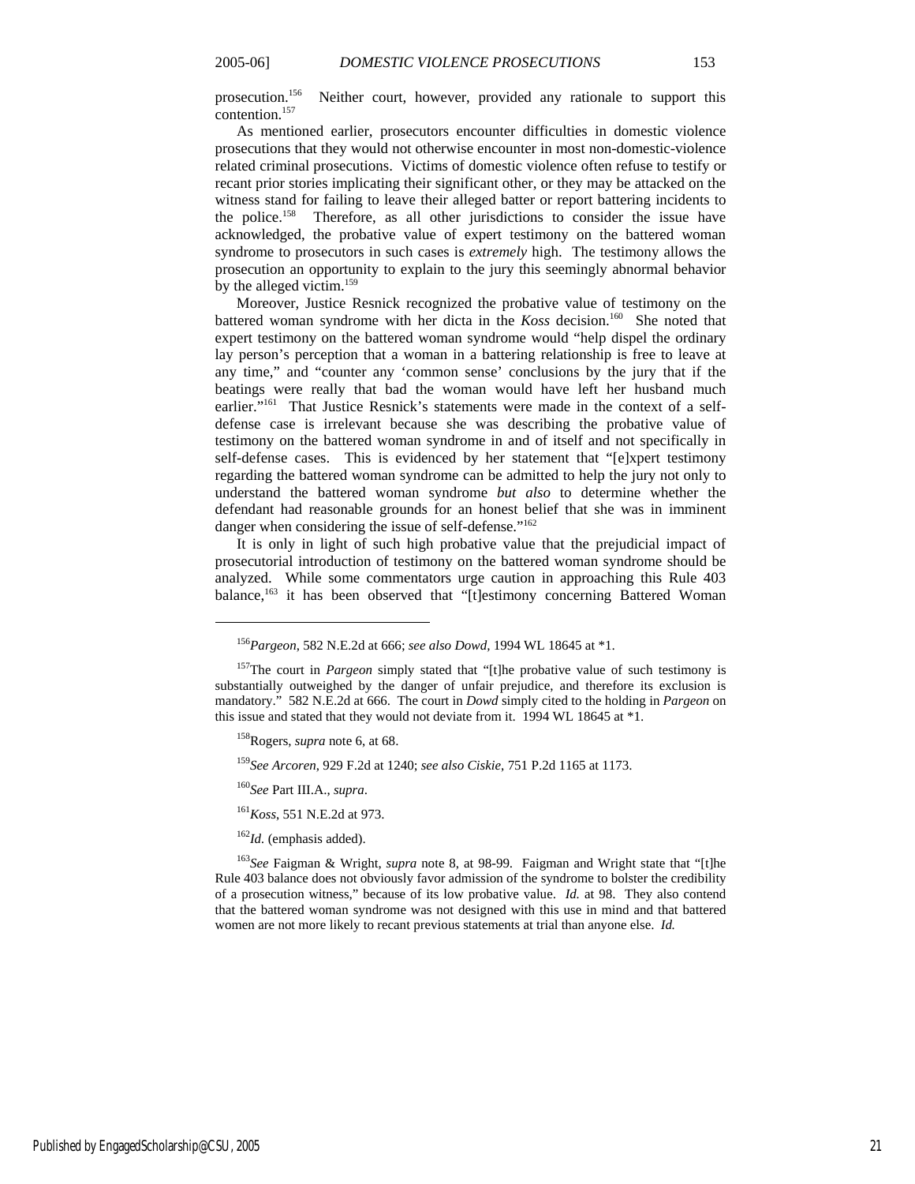prosecution.[156] Neither court, however, provided any rationale to support this contention.[157]

As mentioned earlier, prosecutors encounter difficulties in domestic violence prosecutions that they would not otherwise encounter in most non-domestic-violence related criminal prosecutions. Victims of domestic violence often refuse to testify or recant prior stories implicating their significant other, or they may be attacked on the witness stand for failing to leave their alleged batter or report battering incidents to the police.[158] Therefore, as all other jurisdictions to consider the issue have acknowledged, the probative value of expert testimony on the battered woman syndrome to prosecutors in such cases is *extremely* high. The testimony allows the prosecution an opportunity to explain to the jury this seemingly abnormal behavior by the alleged victim.[159]

Moreover, Justice Resnick recognized the probative value of testimony on the battered woman syndrome with her dicta in the *Koss* decision.[160] She noted that expert testimony on the battered woman syndrome would "help dispel the ordinary lay person's perception that a woman in a battering relationship is free to leave at any time," and "counter any 'common sense' conclusions by the jury that if the beatings were really that bad the woman would have left her husband much earlier."[161] That Justice Resnick's statements were made in the context of a self-defense case is irrelevant because she was describing the probative value of testimony on the battered woman syndrome in and of itself and not specifically in self-defense cases. This is evidenced by her statement that "[e]xpert testimony regarding the battered woman syndrome can be admitted to help the jury not only to understand the battered woman syndrome *but also* to determine whether the defendant had reasonable grounds for an honest belief that she was in imminent danger when considering the issue of self-defense."[162]

It is only in light of such high probative value that the prejudicial impact of prosecutorial introduction of testimony on the battered woman syndrome should be analyzed. While some commentators urge caution in approaching this Rule 403 balance,[163] it has been observed that "[t]estimony concerning Battered Woman

---

[156] *Pargeon*, 582 N.E.2d at 666; *see also Dowd*, 1994 WL 18645 at *1.

[157] The court in *Pargeon* simply stated that "[t]he probative value of such testimony is substantially outweighed by the danger of unfair prejudice, and therefore its exclusion is mandatory." 582 N.E.2d at 666. The court in *Dowd* simply cited to the holding in *Pargeon* on this issue and stated that they would not deviate from it. 1994 WL 18645 at *1.

[158] Rogers, *supra* note 6, at 68.

[159] *See Arcoren*, 929 F.2d at 1240; *see also Ciskie*, 751 P.2d 1165 at 1173.

[160] *See* Part III.A., *supra*.

[161] *Koss*, 551 N.E.2d at 973.

[162] *Id.* (emphasis added).

[163] *See* Faigman & Wright, *supra* note 8, at 98-99. Faigman and Wright state that "[t]he Rule 403 balance does not obviously favor admission of the syndrome to bolster the credibility of a prosecution witness," because of its low probative value. *Id.* at 98. They also contend that the battered woman syndrome was not designed with this use in mind and that battered women are not more likely to recant previous statements at trial than anyone else. *Id.*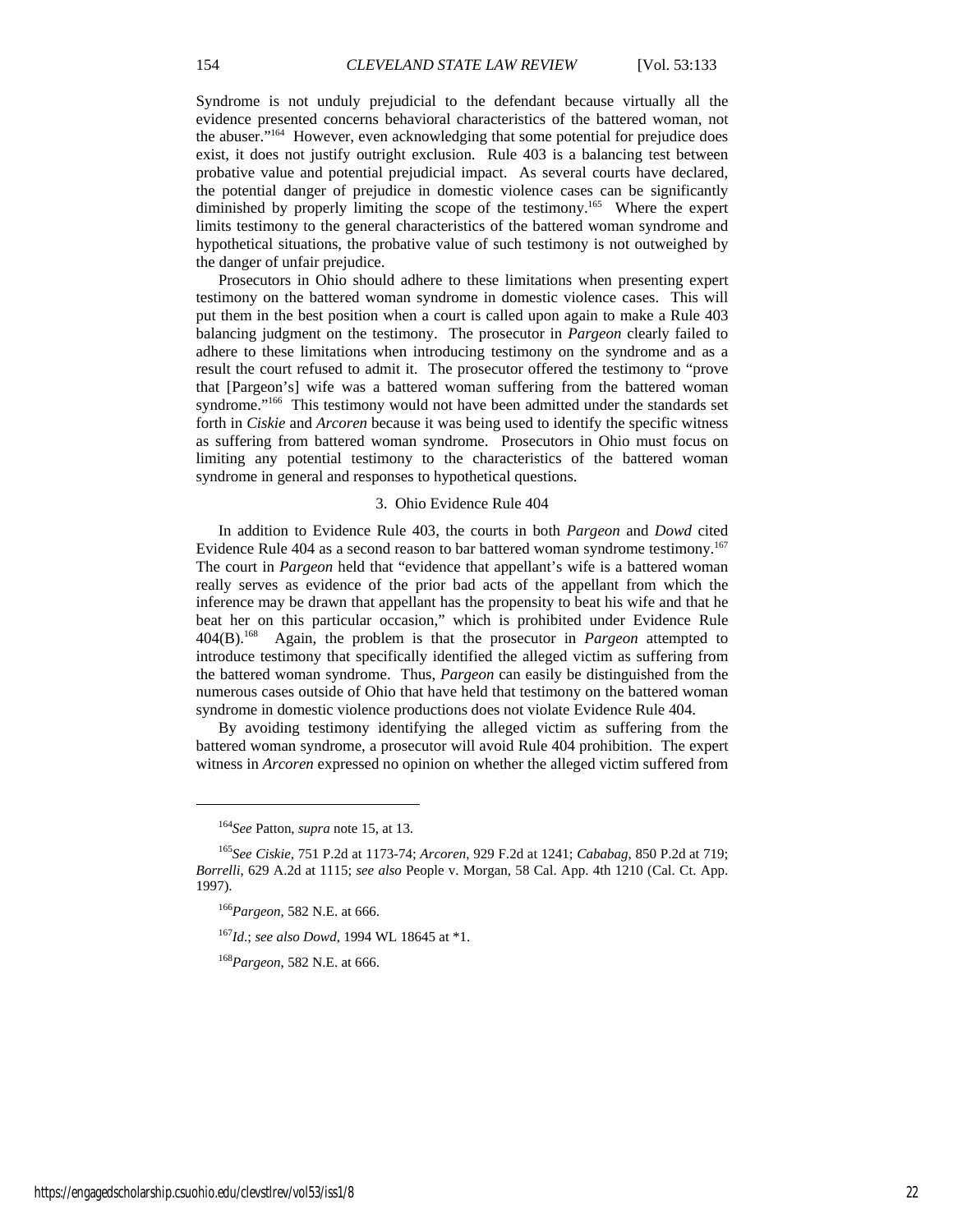Syndrome is not unduly prejudicial to the defendant because virtually all the evidence presented concerns behavioral characteristics of the battered woman, not the abuser."[164] However, even acknowledging that some potential for prejudice does exist, it does not justify outright exclusion. Rule 403 is a balancing test between probative value and potential prejudicial impact. As several courts have declared, the potential danger of prejudice in domestic violence cases can be significantly diminished by properly limiting the scope of the testimony.[165] Where the expert limits testimony to the general characteristics of the battered woman syndrome and hypothetical situations, the probative value of such testimony is not outweighed by the danger of unfair prejudice.

Prosecutors in Ohio should adhere to these limitations when presenting expert testimony on the battered woman syndrome in domestic violence cases. This will put them in the best position when a court is called upon again to make a Rule 403 balancing judgment on the testimony. The prosecutor in *Pargeon* clearly failed to adhere to these limitations when introducing testimony on the syndrome and as a result the court refused to admit it. The prosecutor offered the testimony to "prove that [Pargeon's] wife was a battered woman suffering from the battered woman syndrome."[166] This testimony would not have been admitted under the standards set forth in *Ciskie* and *Arcoren* because it was being used to identify the specific witness as suffering from battered woman syndrome. Prosecutors in Ohio must focus on limiting any potential testimony to the characteristics of the battered woman syndrome in general and responses to hypothetical questions.

### 3. Ohio Evidence Rule 404

In addition to Evidence Rule 403, the courts in both *Pargeon* and *Dowd* cited Evidence Rule 404 as a second reason to bar battered woman syndrome testimony.[167] The court in *Pargeon* held that "evidence that appellant's wife is a battered woman really serves as evidence of the prior bad acts of the appellant from which the inference may be drawn that appellant has the propensity to beat his wife and that he beat her on this particular occasion," which is prohibited under Evidence Rule 404(B).[168] Again, the problem is that the prosecutor in *Pargeon* attempted to introduce testimony that specifically identified the alleged victim as suffering from the battered woman syndrome. Thus, *Pargeon* can easily be distinguished from the numerous cases outside of Ohio that have held that testimony on the battered woman syndrome in domestic violence productions does not violate Evidence Rule 404.

By avoiding testimony identifying the alleged victim as suffering from the battered woman syndrome, a prosecutor will avoid Rule 404 prohibition. The expert witness in *Arcoren* expressed no opinion on whether the alleged victim suffered from

---

[164] *See* Patton, *supra* note 15, at 13.

[165] *See Ciskie*, 751 P.2d at 1173-74; *Arcoren*, 929 F.2d at 1241; *Cababag*, 850 P.2d at 719; *Borrelli*, 629 A.2d at 1115; *see also* People v. Morgan, 58 Cal. App. 4th 1210 (Cal. Ct. App. 1997).

[166] *Pargeon*, 582 N.E. at 666.

[167] *Id.*; *see also Dowd*, 1994 WL 18645 at *1.

[168] *Pargeon*, 582 N.E. at 666.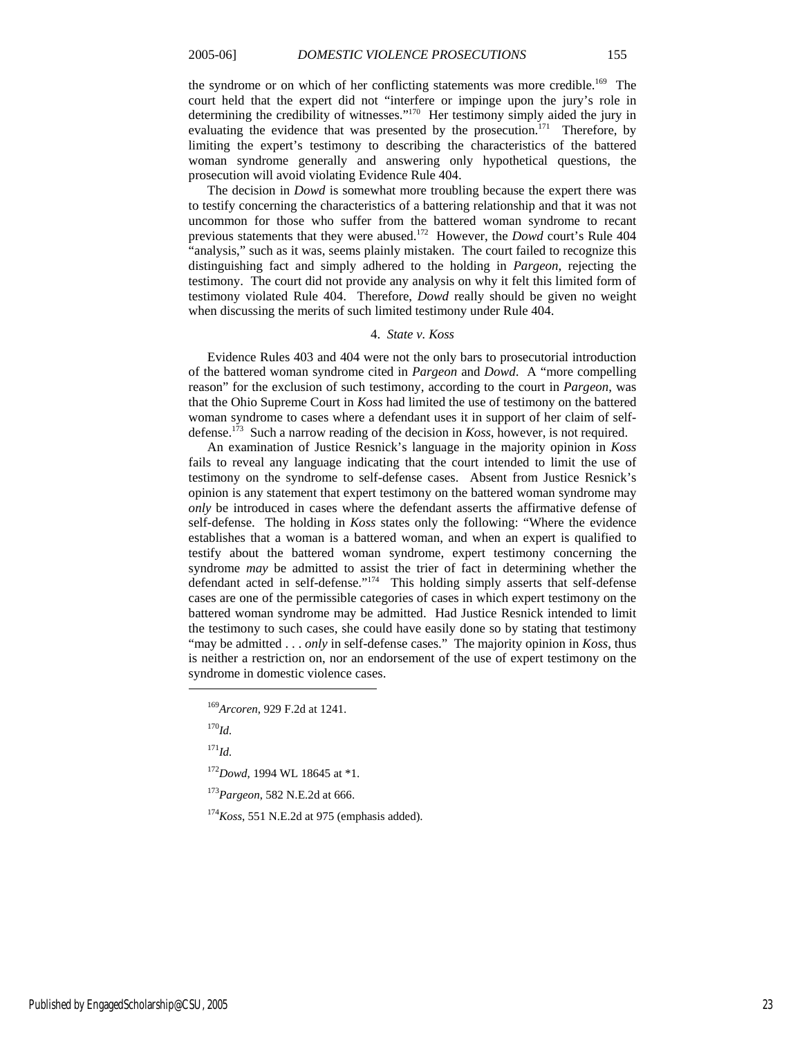the syndrome or on which of her conflicting statements was more credible.[169] The court held that the expert did not "interfere or impinge upon the jury's role in determining the credibility of witnesses."[170] Her testimony simply aided the jury in evaluating the evidence that was presented by the prosecution.[171] Therefore, by limiting the expert's testimony to describing the characteristics of the battered woman syndrome generally and answering only hypothetical questions, the prosecution will avoid violating Evidence Rule 404.

The decision in *Dowd* is somewhat more troubling because the expert there was to testify concerning the characteristics of a battering relationship and that it was not uncommon for those who suffer from the battered woman syndrome to recant previous statements that they were abused.[172] However, the *Dowd* court's Rule 404 "analysis," such as it was, seems plainly mistaken. The court failed to recognize this distinguishing fact and simply adhered to the holding in *Pargeon*, rejecting the testimony. The court did not provide any analysis on why it felt this limited form of testimony violated Rule 404. Therefore, *Dowd* really should be given no weight when discussing the merits of such limited testimony under Rule 404.

#### 4. *State v. Koss*

Evidence Rules 403 and 404 were not the only bars to prosecutorial introduction of the battered woman syndrome cited in *Pargeon* and *Dowd*. A "more compelling reason" for the exclusion of such testimony, according to the court in *Pargeon*, was that the Ohio Supreme Court in *Koss* had limited the use of testimony on the battered woman syndrome to cases where a defendant uses it in support of her claim of self-defense.[173] Such a narrow reading of the decision in *Koss*, however, is not required.

An examination of Justice Resnick's language in the majority opinion in *Koss* fails to reveal any language indicating that the court intended to limit the use of testimony on the syndrome to self-defense cases. Absent from Justice Resnick's opinion is any statement that expert testimony on the battered woman syndrome may *only* be introduced in cases where the defendant asserts the affirmative defense of self-defense. The holding in *Koss* states only the following: "Where the evidence establishes that a woman is a battered woman, and when an expert is qualified to testify about the battered woman syndrome, expert testimony concerning the syndrome *may* be admitted to assist the trier of fact in determining whether the defendant acted in self-defense."[174] This holding simply asserts that self-defense cases are one of the permissible categories of cases in which expert testimony on the battered woman syndrome may be admitted. Had Justice Resnick intended to limit the testimony to such cases, she could have easily done so by stating that testimony "may be admitted . . . *only* in self-defense cases." The majority opinion in *Koss*, thus is neither a restriction on, nor an endorsement of the use of expert testimony on the syndrome in domestic violence cases.

---

[169] *Arcoren*, 929 F.2d at 1241.

[170] *Id.*

[171] *Id.*

[172] *Dowd*, 1994 WL 18645 at *1.

[173] *Pargeon*, 582 N.E.2d at 666.

[174] *Koss*, 551 N.E.2d at 975 (emphasis added).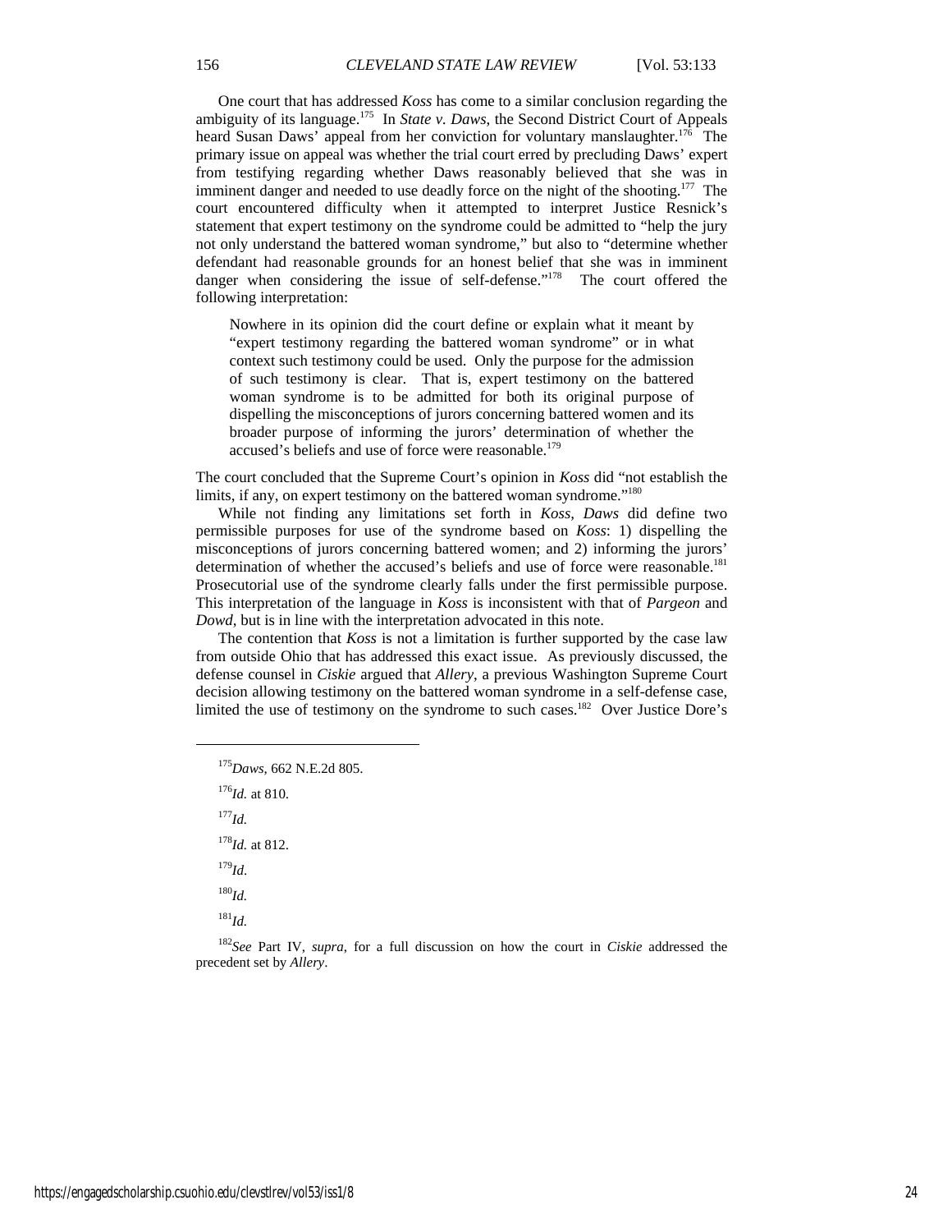One court that has addressed *Koss* has come to a similar conclusion regarding the ambiguity of its language.[175] In *State v. Daws*, the Second District Court of Appeals heard Susan Daws' appeal from her conviction for voluntary manslaughter.[176] The primary issue on appeal was whether the trial court erred by precluding Daws' expert from testifying regarding whether Daws reasonably believed that she was in imminent danger and needed to use deadly force on the night of the shooting.[177] The court encountered difficulty when it attempted to interpret Justice Resnick's statement that expert testimony on the syndrome could be admitted to "help the jury not only understand the battered woman syndrome," but also to "determine whether defendant had reasonable grounds for an honest belief that she was in imminent danger when considering the issue of self-defense."[178] The court offered the following interpretation:

> Nowhere in its opinion did the court define or explain what it meant by "expert testimony regarding the battered woman syndrome" or in what context such testimony could be used. Only the purpose for the admission of such testimony is clear. That is, expert testimony on the battered woman syndrome is to be admitted for both its original purpose of dispelling the misconceptions of jurors concerning battered women and its broader purpose of informing the jurors' determination of whether the accused's beliefs and use of force were reasonable.[179]

The court concluded that the Supreme Court's opinion in *Koss* did "not establish the limits, if any, on expert testimony on the battered woman syndrome."[180]

While not finding any limitations set forth in *Koss*, *Daws* did define two permissible purposes for use of the syndrome based on *Koss*: 1) dispelling the misconceptions of jurors concerning battered women; and 2) informing the jurors' determination of whether the accused's beliefs and use of force were reasonable.[181] Prosecutorial use of the syndrome clearly falls under the first permissible purpose. This interpretation of the language in *Koss* is inconsistent with that of *Pargeon* and *Dowd*, but is in line with the interpretation advocated in this note.

The contention that *Koss* is not a limitation is further supported by the case law from outside Ohio that has addressed this exact issue. As previously discussed, the defense counsel in *Ciskie* argued that *Allery*, a previous Washington Supreme Court decision allowing testimony on the battered woman syndrome in a self-defense case, limited the use of testimony on the syndrome to such cases.[182] Over Justice Dore's

---

[175] *Daws*, 662 N.E.2d 805.

[176] *Id.* at 810.

[177] *Id.*

[178] *Id.* at 812.

[179] *Id.*

[180] *Id.*

[181] *Id.*

[182] *See* Part IV, *supra*, for a full discussion on how the court in *Ciskie* addressed the precedent set by *Allery*.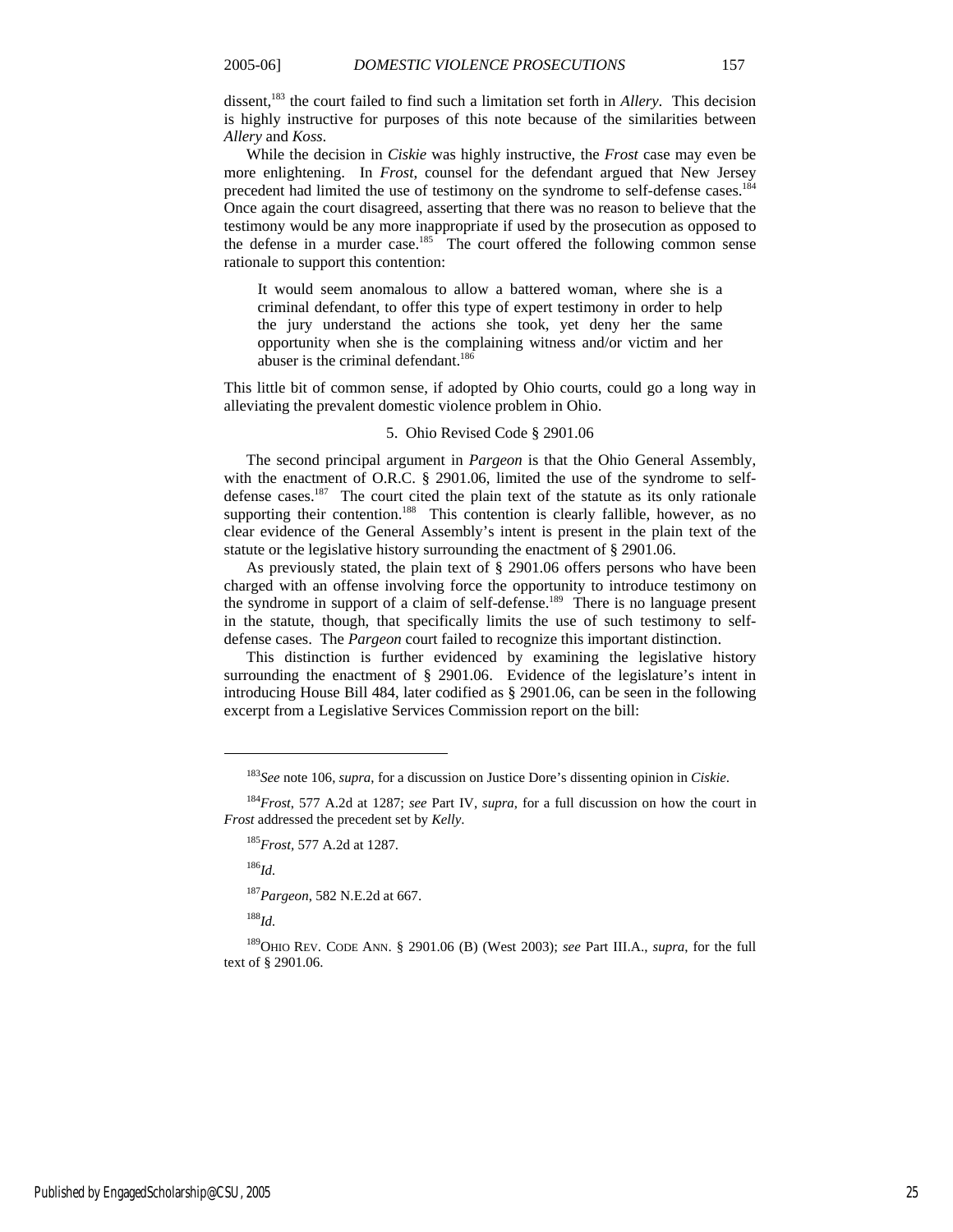dissent,[183] the court failed to find such a limitation set forth in *Allery*. This decision is highly instructive for purposes of this note because of the similarities between *Allery* and *Koss*.

While the decision in *Ciskie* was highly instructive, the *Frost* case may even be more enlightening. In *Frost*, counsel for the defendant argued that New Jersey precedent had limited the use of testimony on the syndrome to self-defense cases.[184] Once again the court disagreed, asserting that there was no reason to believe that the testimony would be any more inappropriate if used by the prosecution as opposed to the defense in a murder case.[185] The court offered the following common sense rationale to support this contention:

> It would seem anomalous to allow a battered woman, where she is a criminal defendant, to offer this type of expert testimony in order to help the jury understand the actions she took, yet deny her the same opportunity when she is the complaining witness and/or victim and her abuser is the criminal defendant.[186]

This little bit of common sense, if adopted by Ohio courts, could go a long way in alleviating the prevalent domestic violence problem in Ohio.

#### 5. Ohio Revised Code § 2901.06

The second principal argument in *Pargeon* is that the Ohio General Assembly, with the enactment of O.R.C. § 2901.06, limited the use of the syndrome to self-defense cases.[187] The court cited the plain text of the statute as its only rationale supporting their contention.[188] This contention is clearly fallible, however, as no clear evidence of the General Assembly's intent is present in the plain text of the statute or the legislative history surrounding the enactment of § 2901.06.

As previously stated, the plain text of § 2901.06 offers persons who have been charged with an offense involving force the opportunity to introduce testimony on the syndrome in support of a claim of self-defense.[189] There is no language present in the statute, though, that specifically limits the use of such testimony to self-defense cases. The *Pargeon* court failed to recognize this important distinction.

This distinction is further evidenced by examining the legislative history surrounding the enactment of § 2901.06. Evidence of the legislature's intent in introducing House Bill 484, later codified as § 2901.06, can be seen in the following excerpt from a Legislative Services Commission report on the bill:

---

[183] *See* note 106, *supra*, for a discussion on Justice Dore's dissenting opinion in *Ciskie*.

[184] *Frost*, 577 A.2d at 1287; *see* Part IV, *supra*, for a full discussion on how the court in *Frost* addressed the precedent set by *Kelly*.

[185] *Frost*, 577 A.2d at 1287.

[186] *Id.*

[187] *Pargeon*, 582 N.E.2d at 667.

[188] *Id.*

[189] OHIO REV. CODE ANN. § 2901.06 (B) (West 2003); *see* Part III.A., *supra*, for the full text of § 2901.06.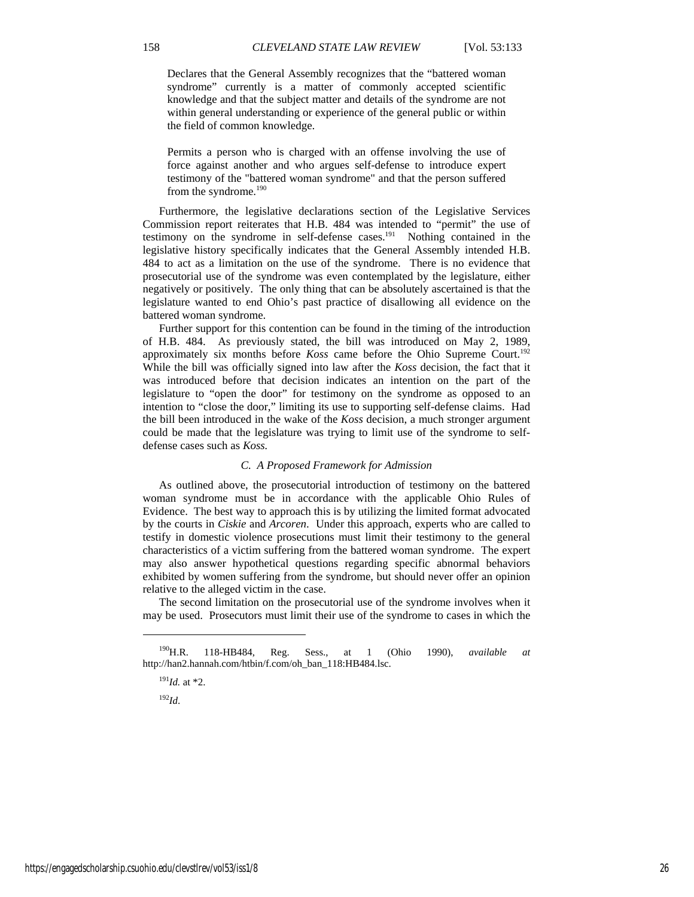> Declares that the General Assembly recognizes that the "battered woman syndrome" currently is a matter of commonly accepted scientific knowledge and that the subject matter and details of the syndrome are not within general understanding or experience of the general public or within the field of common knowledge.
>
> Permits a person who is charged with an offense involving the use of force against another and who argues self-defense to introduce expert testimony of the "battered woman syndrome" and that the person suffered from the syndrome.[190]

Furthermore, the legislative declarations section of the Legislative Services Commission report reiterates that H.B. 484 was intended to "permit" the use of testimony on the syndrome in self-defense cases.[191] Nothing contained in the legislative history specifically indicates that the General Assembly intended H.B. 484 to act as a limitation on the use of the syndrome. There is no evidence that prosecutorial use of the syndrome was even contemplated by the legislature, either negatively or positively. The only thing that can be absolutely ascertained is that the legislature wanted to end Ohio's past practice of disallowing all evidence on the battered woman syndrome.

Further support for this contention can be found in the timing of the introduction of H.B. 484. As previously stated, the bill was introduced on May 2, 1989, approximately six months before *Koss* came before the Ohio Supreme Court.[192] While the bill was officially signed into law after the *Koss* decision, the fact that it was introduced before that decision indicates an intention on the part of the legislature to "open the door" for testimony on the syndrome as opposed to an intention to "close the door," limiting its use to supporting self-defense claims. Had the bill been introduced in the wake of the *Koss* decision, a much stronger argument could be made that the legislature was trying to limit use of the syndrome to self-defense cases such as *Koss*.

### *C. A Proposed Framework for Admission*

As outlined above, the prosecutorial introduction of testimony on the battered woman syndrome must be in accordance with the applicable Ohio Rules of Evidence. The best way to approach this is by utilizing the limited format advocated by the courts in *Ciskie* and *Arcoren*. Under this approach, experts who are called to testify in domestic violence prosecutions must limit their testimony to the general characteristics of a victim suffering from the battered woman syndrome. The expert may also answer hypothetical questions regarding specific abnormal behaviors exhibited by women suffering from the syndrome, but should never offer an opinion relative to the alleged victim in the case.

The second limitation on the prosecutorial use of the syndrome involves when it may be used. Prosecutors must limit their use of the syndrome to cases in which the

---

[190] H.R. 118-HB484, Reg. Sess., at 1 (Ohio 1990), *available at* http://han2.hannah.com/htbin/f.com/oh_ban_118:HB484.lsc.

[191] *Id.* at *2.

[192] *Id.*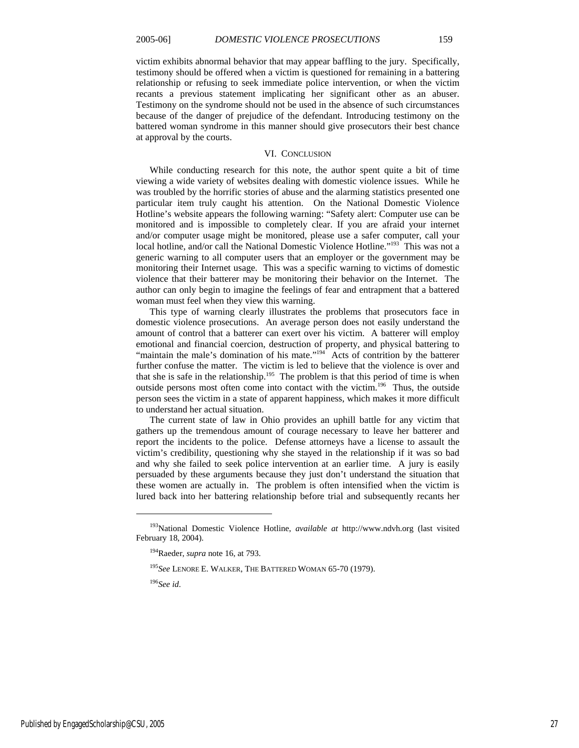victim exhibits abnormal behavior that may appear baffling to the jury. Specifically, testimony should be offered when a victim is questioned for remaining in a battering relationship or refusing to seek immediate police intervention, or when the victim recants a previous statement implicating her significant other as an abuser. Testimony on the syndrome should not be used in the absence of such circumstances because of the danger of prejudice of the defendant. Introducing testimony on the battered woman syndrome in this manner should give prosecutors their best chance at approval by the courts.

## VI. CONCLUSION

While conducting research for this note, the author spent quite a bit of time viewing a wide variety of websites dealing with domestic violence issues. While he was troubled by the horrific stories of abuse and the alarming statistics presented one particular item truly caught his attention. On the National Domestic Violence Hotline's website appears the following warning: "Safety alert: Computer use can be monitored and is impossible to completely clear. If you are afraid your internet and/or computer usage might be monitored, please use a safer computer, call your local hotline, and/or call the National Domestic Violence Hotline."[193] This was not a generic warning to all computer users that an employer or the government may be monitoring their Internet usage. This was a specific warning to victims of domestic violence that their batterer may be monitoring their behavior on the Internet. The author can only begin to imagine the feelings of fear and entrapment that a battered woman must feel when they view this warning.

This type of warning clearly illustrates the problems that prosecutors face in domestic violence prosecutions. An average person does not easily understand the amount of control that a batterer can exert over his victim. A batterer will employ emotional and financial coercion, destruction of property, and physical battering to "maintain the male's domination of his mate."[194] Acts of contrition by the batterer further confuse the matter. The victim is led to believe that the violence is over and that she is safe in the relationship.[195] The problem is that this period of time is when outside persons most often come into contact with the victim.[196] Thus, the outside person sees the victim in a state of apparent happiness, which makes it more difficult to understand her actual situation.

The current state of law in Ohio provides an uphill battle for any victim that gathers up the tremendous amount of courage necessary to leave her batterer and report the incidents to the police. Defense attorneys have a license to assault the victim's credibility, questioning why she stayed in the relationship if it was so bad and why she failed to seek police intervention at an earlier time. A jury is easily persuaded by these arguments because they just don't understand the situation that these women are actually in. The problem is often intensified when the victim is lured back into her battering relationship before trial and subsequently recants her

---

[193] National Domestic Violence Hotline, *available at* http://www.ndvh.org (last visited February 18, 2004).

[194] Raeder, *supra* note 16, at 793.

[195] *See* LENORE E. WALKER, THE BATTERED WOMAN 65-70 (1979).

[196] *See id*.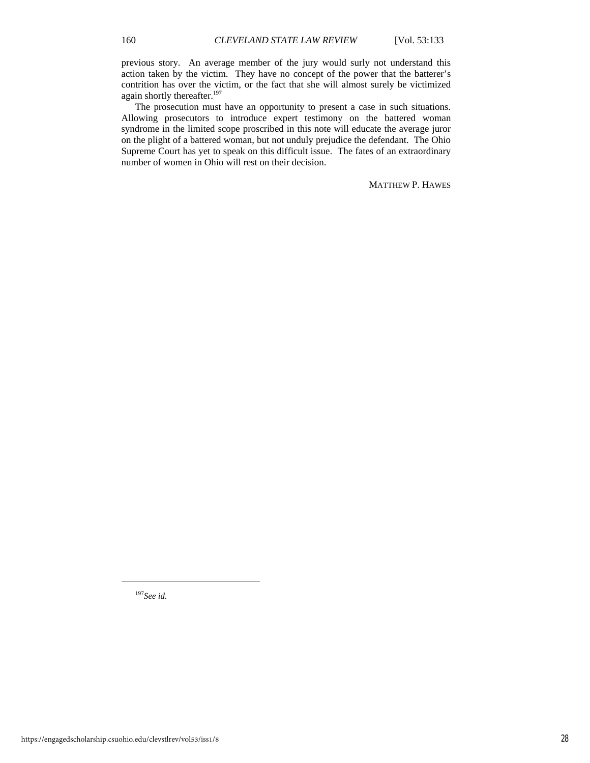previous story. An average member of the jury would surly not understand this action taken by the victim. They have no concept of the power that the batterer's contrition has over the victim, or the fact that she will almost surely be victimized again shortly thereafter.[197]

The prosecution must have an opportunity to present a case in such situations. Allowing prosecutors to introduce expert testimony on the battered woman syndrome in the limited scope proscribed in this note will educate the average juror on the plight of a battered woman, but not unduly prejudice the defendant. The Ohio Supreme Court has yet to speak on this difficult issue. The fates of an extraordinary number of women in Ohio will rest on their decision.

MATTHEW P. HAWES

---

[197] *See id.*